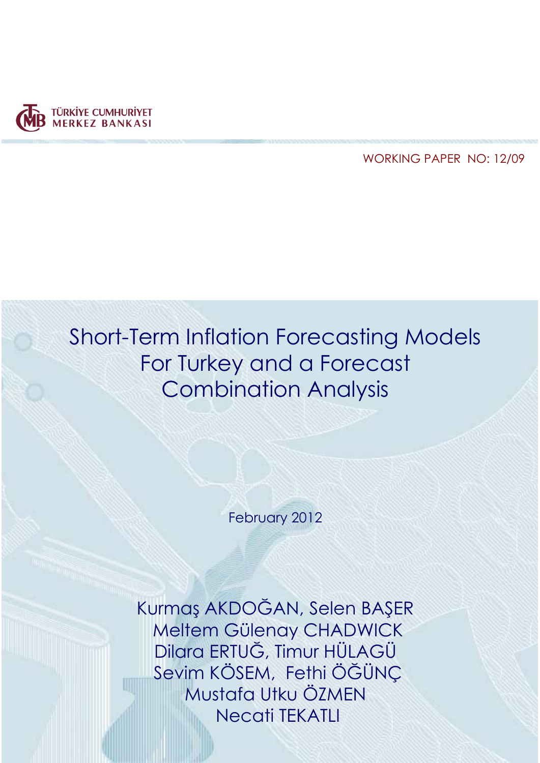TÜRKİYE CUMHURİYET MERKEZ BANKASI

WORKING PAPER NO: 12/09

# Short-Term Inflation Forecasting Models For Turkey and a Forecast Combination Analysis

February 2012

Kurmaş AKDOĞAN, Selen BAŞER
Meltem Gülenay CHADWICK
Dilara ERTUĞ, Timur HÜLAGÜ
Sevim KÖSEM, Fethi ÖĞÜNÇ
Mustafa Utku ÖZMEN
Necati TEKATLI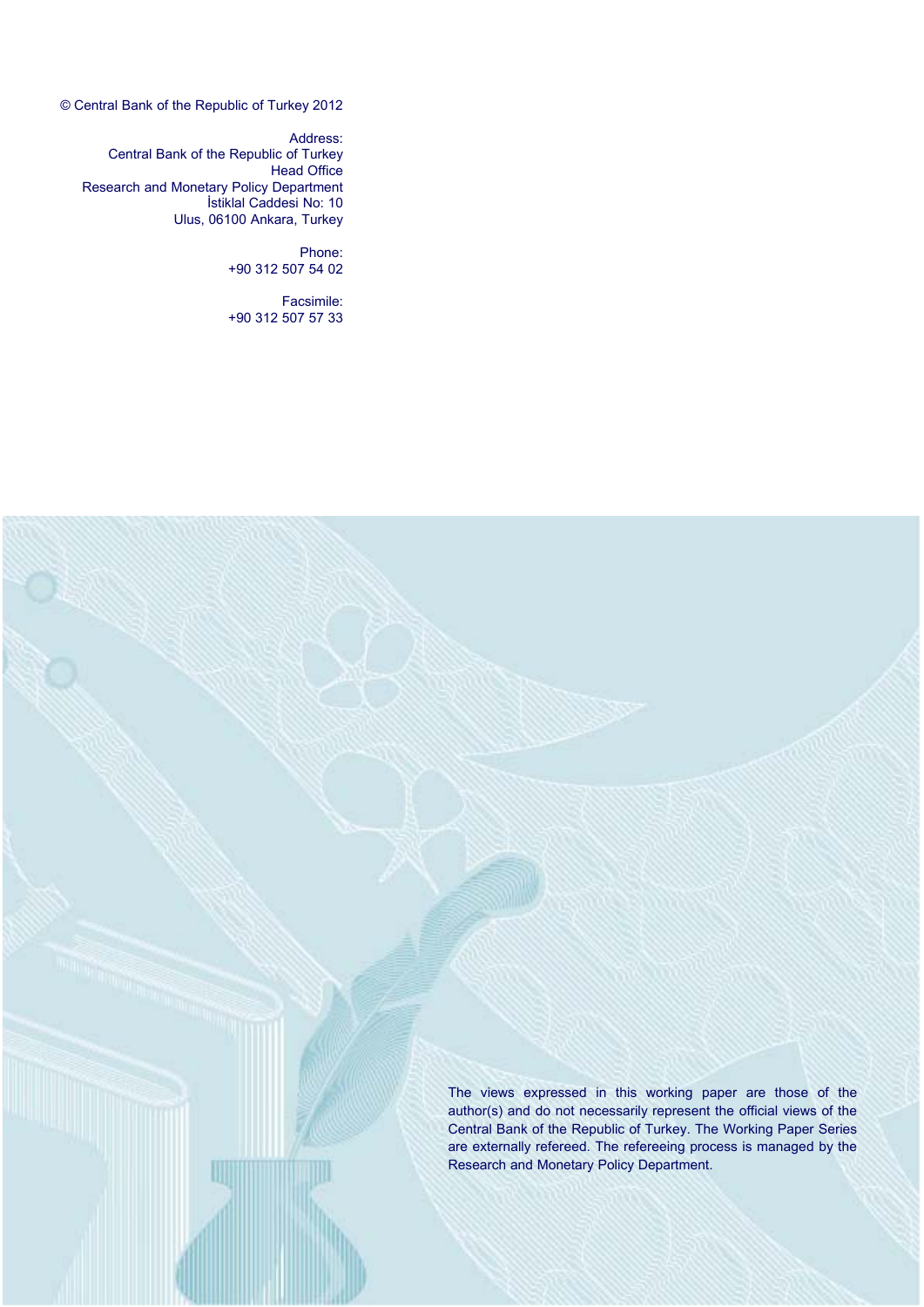© Central Bank of the Republic of Turkey 2012

Address:
Central Bank of the Republic of Turkey
Head Office
Research and Monetary Policy Department
İstiklal Caddesi No: 10
Ulus, 06100 Ankara, Turkey

Phone:
+90 312 507 54 02

Facsimile:
+90 312 507 57 33

The views expressed in this working paper are those of the author(s) and do not necessarily represent the official views of the Central Bank of the Republic of Turkey. The Working Paper Series are externally refereed. The refereeing process is managed by the Research and Monetary Policy Department.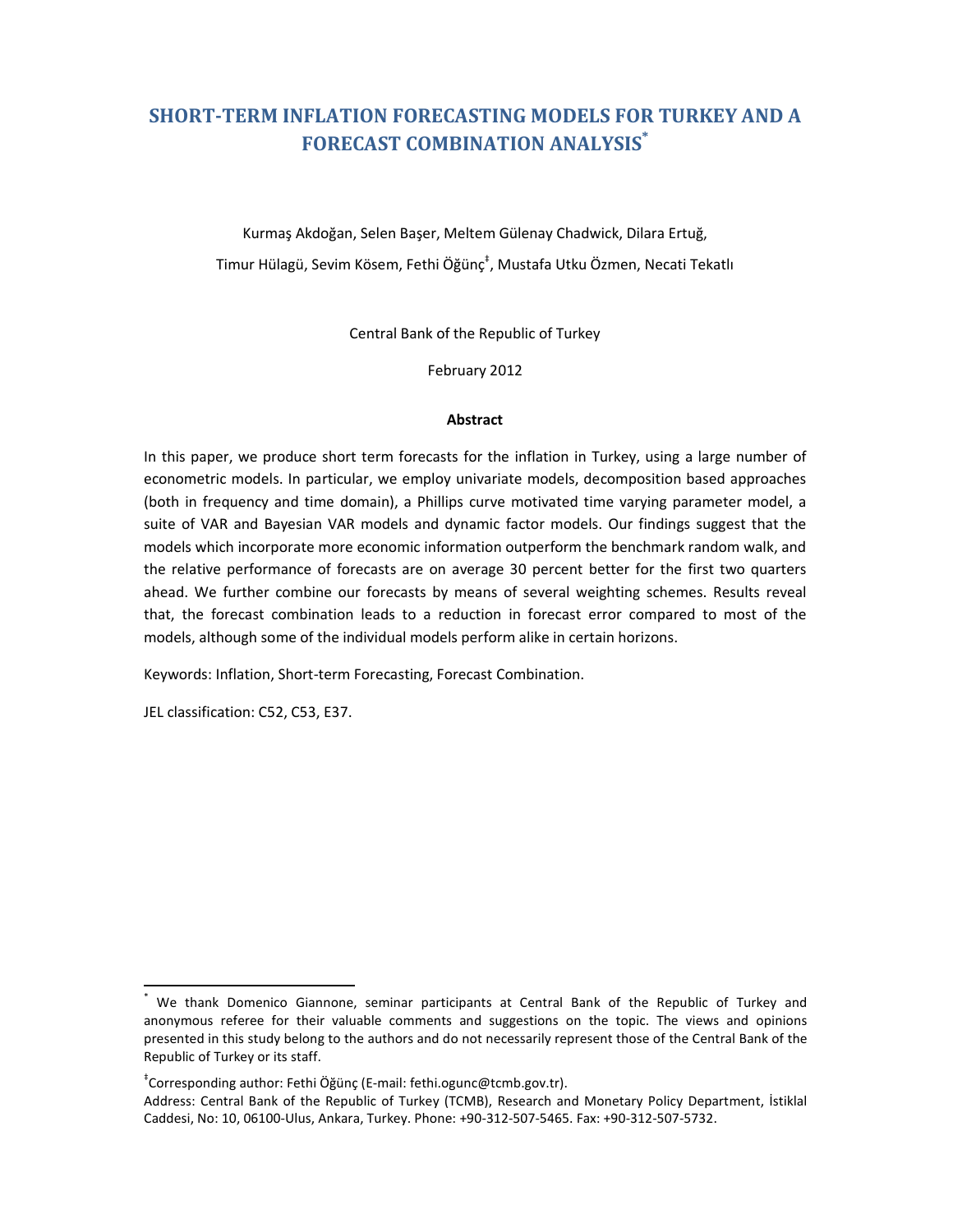# SHORT-TERM INFLATION FORECASTING MODELS FOR TURKEY AND A FORECAST COMBINATION ANALYSIS[*]

Kurmaş Akdoğan, Selen Başer, Meltem Gülenay Chadwick, Dilara Ertuğ,

Timur Hülagü, Sevim Kösem, Fethi Öğünç[‡], Mustafa Utku Özmen, Necati Tekatlı

Central Bank of the Republic of Turkey

February 2012

**Abstract**

In this paper, we produce short term forecasts for the inflation in Turkey, using a large number of econometric models. In particular, we employ univariate models, decomposition based approaches (both in frequency and time domain), a Phillips curve motivated time varying parameter model, a suite of VAR and Bayesian VAR models and dynamic factor models. Our findings suggest that the models which incorporate more economic information outperform the benchmark random walk, and the relative performance of forecasts are on average 30 percent better for the first two quarters ahead. We further combine our forecasts by means of several weighting schemes. Results reveal that, the forecast combination leads to a reduction in forecast error compared to most of the models, although some of the individual models perform alike in certain horizons.

Keywords: Inflation, Short-term Forecasting, Forecast Combination.

JEL classification: C52, C53, E37.

---

[*] We thank Domenico Giannone, seminar participants at Central Bank of the Republic of Turkey and anonymous referee for their valuable comments and suggestions on the topic. The views and opinions presented in this study belong to the authors and do not necessarily represent those of the Central Bank of the Republic of Turkey or its staff.

[‡] Corresponding author: Fethi Öğünç (E-mail: fethi.ogunc@tcmb.gov.tr).
Address: Central Bank of the Republic of Turkey (TCMB), Research and Monetary Policy Department, İstiklal Caddesi, No: 10, 06100-Ulus, Ankara, Turkey. Phone: +90-312-507-5465. Fax: +90-312-507-5732.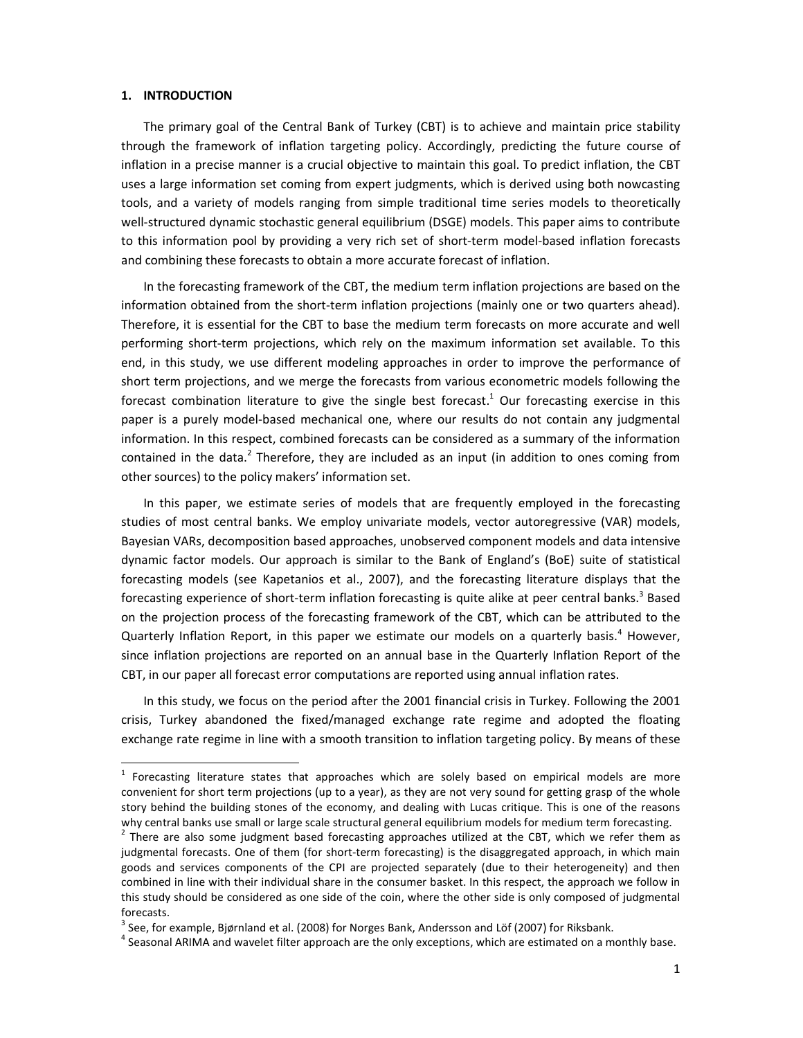# 1. INTRODUCTION

The primary goal of the Central Bank of Turkey (CBT) is to achieve and maintain price stability through the framework of inflation targeting policy. Accordingly, predicting the future course of inflation in a precise manner is a crucial objective to maintain this goal. To predict inflation, the CBT uses a large information set coming from expert judgments, which is derived using both nowcasting tools, and a variety of models ranging from simple traditional time series models to theoretically well-structured dynamic stochastic general equilibrium (DSGE) models. This paper aims to contribute to this information pool by providing a very rich set of short-term model-based inflation forecasts and combining these forecasts to obtain a more accurate forecast of inflation.

In the forecasting framework of the CBT, the medium term inflation projections are based on the information obtained from the short-term inflation projections (mainly one or two quarters ahead). Therefore, it is essential for the CBT to base the medium term forecasts on more accurate and well performing short-term projections, which rely on the maximum information set available. To this end, in this study, we use different modeling approaches in order to improve the performance of short term projections, and we merge the forecasts from various econometric models following the forecast combination literature to give the single best forecast.[1] Our forecasting exercise in this paper is a purely model-based mechanical one, where our results do not contain any judgmental information. In this respect, combined forecasts can be considered as a summary of the information contained in the data.[2] Therefore, they are included as an input (in addition to ones coming from other sources) to the policy makers' information set.

In this paper, we estimate series of models that are frequently employed in the forecasting studies of most central banks. We employ univariate models, vector autoregressive (VAR) models, Bayesian VARs, decomposition based approaches, unobserved component models and data intensive dynamic factor models. Our approach is similar to the Bank of England's (BoE) suite of statistical forecasting models (see Kapetanios et al., 2007), and the forecasting literature displays that the forecasting experience of short-term inflation forecasting is quite alike at peer central banks.[3] Based on the projection process of the forecasting framework of the CBT, which can be attributed to the Quarterly Inflation Report, in this paper we estimate our models on a quarterly basis.[4] However, since inflation projections are reported on an annual base in the Quarterly Inflation Report of the CBT, in our paper all forecast error computations are reported using annual inflation rates.

In this study, we focus on the period after the 2001 financial crisis in Turkey. Following the 2001 crisis, Turkey abandoned the fixed/managed exchange rate regime and adopted the floating exchange rate regime in line with a smooth transition to inflation targeting policy. By means of these

---

[1] Forecasting literature states that approaches which are solely based on empirical models are more convenient for short term projections (up to a year), as they are not very sound for getting grasp of the whole story behind the building stones of the economy, and dealing with Lucas critique. This is one of the reasons why central banks use small or large scale structural general equilibrium models for medium term forecasting.

[2] There are also some judgment based forecasting approaches utilized at the CBT, which we refer them as judgmental forecasts. One of them (for short-term forecasting) is the disaggregated approach, in which main goods and services components of the CPI are projected separately (due to their heterogeneity) and then combined in line with their individual share in the consumer basket. In this respect, the approach we follow in this study should be considered as one side of the coin, where the other side is only composed of judgmental forecasts.

[3] See, for example, Bjørnland et al. (2008) for Norges Bank, Andersson and Löf (2007) for Riksbank.

[4] Seasonal ARIMA and wavelet filter approach are the only exceptions, which are estimated on a monthly base.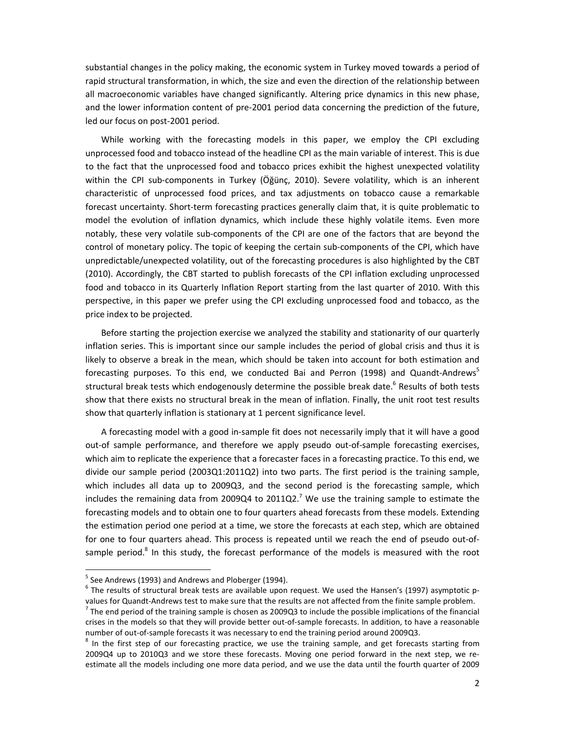substantial changes in the policy making, the economic system in Turkey moved towards a period of rapid structural transformation, in which, the size and even the direction of the relationship between all macroeconomic variables have changed significantly. Altering price dynamics in this new phase, and the lower information content of pre-2001 period data concerning the prediction of the future, led our focus on post-2001 period.

While working with the forecasting models in this paper, we employ the CPI excluding unprocessed food and tobacco instead of the headline CPI as the main variable of interest. This is due to the fact that the unprocessed food and tobacco prices exhibit the highest unexpected volatility within the CPI sub-components in Turkey (Öğünç, 2010). Severe volatility, which is an inherent characteristic of unprocessed food prices, and tax adjustments on tobacco cause a remarkable forecast uncertainty. Short-term forecasting practices generally claim that, it is quite problematic to model the evolution of inflation dynamics, which include these highly volatile items. Even more notably, these very volatile sub-components of the CPI are one of the factors that are beyond the control of monetary policy. The topic of keeping the certain sub-components of the CPI, which have unpredictable/unexpected volatility, out of the forecasting procedures is also highlighted by the CBT (2010). Accordingly, the CBT started to publish forecasts of the CPI inflation excluding unprocessed food and tobacco in its Quarterly Inflation Report starting from the last quarter of 2010. With this perspective, in this paper we prefer using the CPI excluding unprocessed food and tobacco, as the price index to be projected.

Before starting the projection exercise we analyzed the stability and stationarity of our quarterly inflation series. This is important since our sample includes the period of global crisis and thus it is likely to observe a break in the mean, which should be taken into account for both estimation and forecasting purposes. To this end, we conducted Bai and Perron (1998) and Quandt-Andrews[5] structural break tests which endogenously determine the possible break date.[6] Results of both tests show that there exists no structural break in the mean of inflation. Finally, the unit root test results show that quarterly inflation is stationary at 1 percent significance level.

A forecasting model with a good in-sample fit does not necessarily imply that it will have a good out-of sample performance, and therefore we apply pseudo out-of-sample forecasting exercises, which aim to replicate the experience that a forecaster faces in a forecasting practice. To this end, we divide our sample period (2003Q1:2011Q2) into two parts. The first period is the training sample, which includes all data up to 2009Q3, and the second period is the forecasting sample, which includes the remaining data from 2009Q4 to 2011Q2.[7] We use the training sample to estimate the forecasting models and to obtain one to four quarters ahead forecasts from these models. Extending the estimation period one period at a time, we store the forecasts at each step, which are obtained for one to four quarters ahead. This process is repeated until we reach the end of pseudo out-of-sample period.[8] In this study, the forecast performance of the models is measured with the root

---

[5] See Andrews (1993) and Andrews and Ploberger (1994).

[6] The results of structural break tests are available upon request. We used the Hansen's (1997) asymptotic p-values for Quandt-Andrews test to make sure that the results are not affected from the finite sample problem.

[7] The end period of the training sample is chosen as 2009Q3 to include the possible implications of the financial crises in the models so that they will provide better out-of-sample forecasts. In addition, to have a reasonable number of out-of-sample forecasts it was necessary to end the training period around 2009Q3.

[8] In the first step of our forecasting practice, we use the training sample, and get forecasts starting from 2009Q4 up to 2010Q3 and we store these forecasts. Moving one period forward in the next step, we re-estimate all the models including one more data period, and we use the data until the fourth quarter of 2009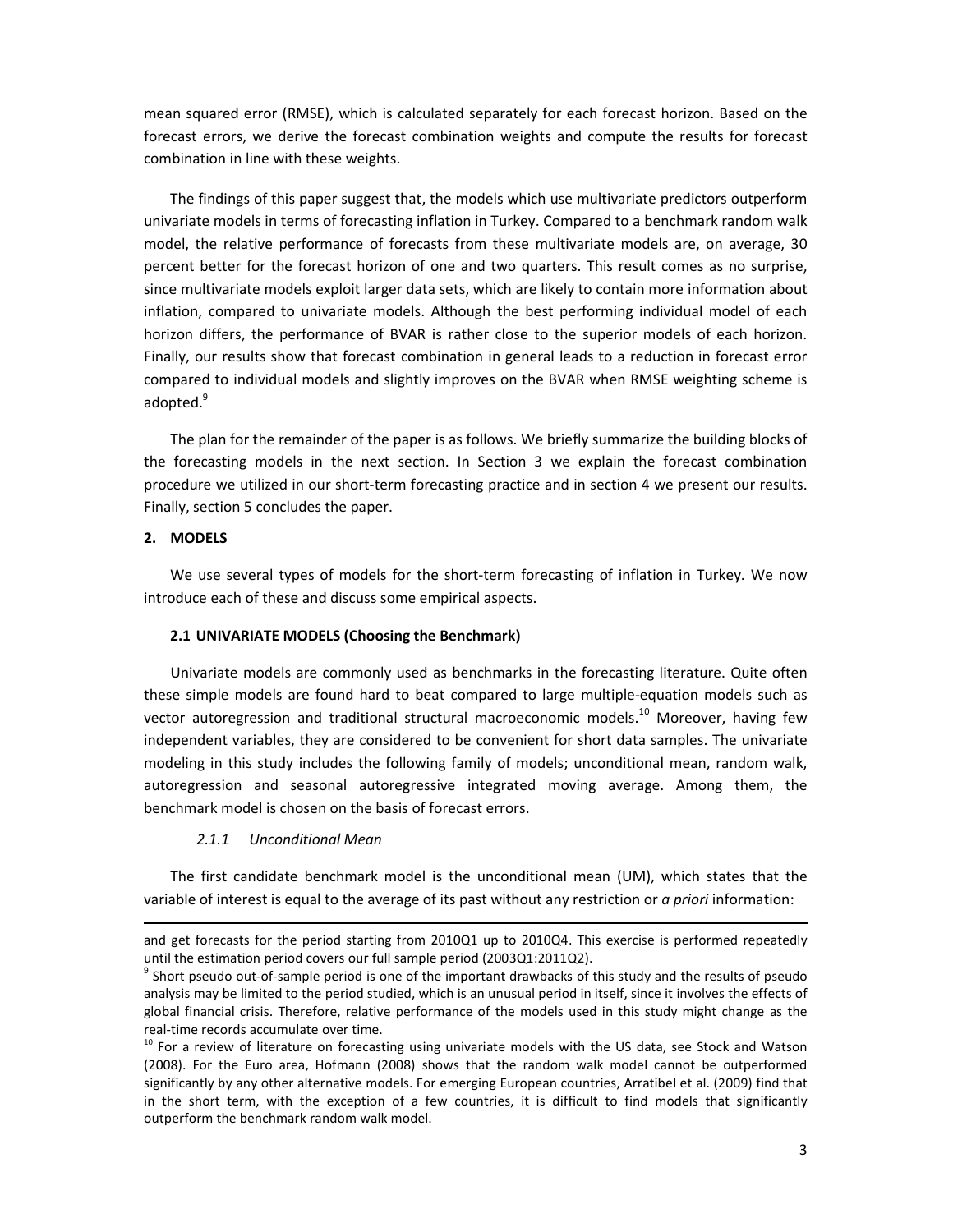mean squared error (RMSE), which is calculated separately for each forecast horizon. Based on the forecast errors, we derive the forecast combination weights and compute the results for forecast combination in line with these weights.

The findings of this paper suggest that, the models which use multivariate predictors outperform univariate models in terms of forecasting inflation in Turkey. Compared to a benchmark random walk model, the relative performance of forecasts from these multivariate models are, on average, 30 percent better for the forecast horizon of one and two quarters. This result comes as no surprise, since multivariate models exploit larger data sets, which are likely to contain more information about inflation, compared to univariate models. Although the best performing individual model of each horizon differs, the performance of BVAR is rather close to the superior models of each horizon. Finally, our results show that forecast combination in general leads to a reduction in forecast error compared to individual models and slightly improves on the BVAR when RMSE weighting scheme is adopted.[9]

The plan for the remainder of the paper is as follows. We briefly summarize the building blocks of the forecasting models in the next section. In Section 3 we explain the forecast combination procedure we utilized in our short-term forecasting practice and in section 4 we present our results. Finally, section 5 concludes the paper.

## 2. MODELS

We use several types of models for the short-term forecasting of inflation in Turkey. We now introduce each of these and discuss some empirical aspects.

### 2.1 UNIVARIATE MODELS (Choosing the Benchmark)

Univariate models are commonly used as benchmarks in the forecasting literature. Quite often these simple models are found hard to beat compared to large multiple-equation models such as vector autoregression and traditional structural macroeconomic models.[10] Moreover, having few independent variables, they are considered to be convenient for short data samples. The univariate modeling in this study includes the following family of models; unconditional mean, random walk, autoregression and seasonal autoregressive integrated moving average. Among them, the benchmark model is chosen on the basis of forecast errors.

#### *2.1.1 Unconditional Mean*

The first candidate benchmark model is the unconditional mean (UM), which states that the variable of interest is equal to the average of its past without any restriction or *a priori* information:

---

and get forecasts for the period starting from 2010Q1 up to 2010Q4. This exercise is performed repeatedly until the estimation period covers our full sample period (2003Q1:2011Q2).

[9] Short pseudo out-of-sample period is one of the important drawbacks of this study and the results of pseudo analysis may be limited to the period studied, which is an unusual period in itself, since it involves the effects of global financial crisis. Therefore, relative performance of the models used in this study might change as the real-time records accumulate over time.

[10] For a review of literature on forecasting using univariate models with the US data, see Stock and Watson (2008). For the Euro area, Hofmann (2008) shows that the random walk model cannot be outperformed significantly by any other alternative models. For emerging European countries, Arratibel et al. (2009) find that in the short term, with the exception of a few countries, it is difficult to find models that significantly outperform the benchmark random walk model.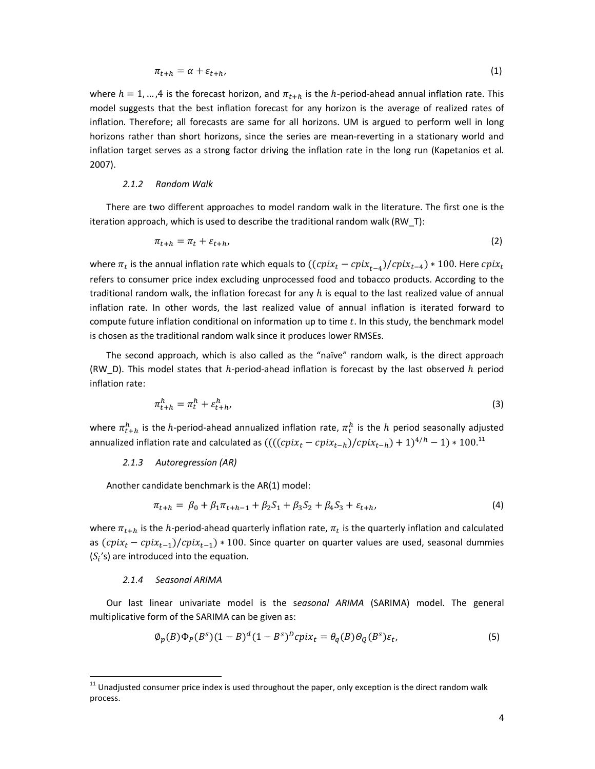$$\pi_{t+h} = \alpha + \varepsilon_{t+h}, \tag{1}$$

where $h = 1, \ldots, 4$ is the forecast horizon, and $\pi_{t+h}$ is the $h$-period-ahead annual inflation rate. This model suggests that the best inflation forecast for any horizon is the average of realized rates of inflation. Therefore; all forecasts are same for all horizons. UM is argued to perform well in long horizons rather than short horizons, since the series are mean-reverting in a stationary world and inflation target serves as a strong factor driving the inflation rate in the long run (Kapetanios et al. 2007).

#### *2.1.2 Random Walk*

There are two different approaches to model random walk in the literature. The first one is the iteration approach, which is used to describe the traditional random walk (RW_T):

$$\pi_{t+h} = \pi_t + \varepsilon_{t+h}, \tag{2}$$

where $\pi_t$ is the annual inflation rate which equals to $((cpix_t - cpix_{t-4})/cpix_{t-4}) * 100$. Here $cpix_t$ refers to consumer price index excluding unprocessed food and tobacco products. According to the traditional random walk, the inflation forecast for any $h$ is equal to the last realized value of annual inflation rate. In other words, the last realized value of annual inflation is iterated forward to compute future inflation conditional on information up to time $t$. In this study, the benchmark model is chosen as the traditional random walk since it produces lower RMSEs.

The second approach, which is also called as the "naïve" random walk, is the direct approach (RW_D). This model states that $h$-period-ahead inflation is forecast by the last observed $h$ period inflation rate:

$$\pi_{t+h}^h = \pi_t^h + \varepsilon_{t+h}^h, \tag{3}$$

where $\pi_{t+h}^h$ is the $h$-period-ahead annualized inflation rate, $\pi_t^h$ is the $h$ period seasonally adjusted annualized inflation rate and calculated as $((((cpix_t - cpix_{t-h})/cpix_{t-h}) + 1)^{4/h} - 1) * 100$.[11]

#### *2.1.3 Autoregression (AR)*

Another candidate benchmark is the AR(1) model:

$$\pi_{t+h} = \beta_0 + \beta_1 \pi_{t+h-1} + \beta_2 S_1 + \beta_3 S_2 + \beta_4 S_3 + \varepsilon_{t+h}, \tag{4}$$

where $\pi_{t+h}$ is the $h$-period-ahead quarterly inflation rate, $\pi_t$ is the quarterly inflation and calculated as $(cpix_t - cpix_{t-1})/cpix_{t-1}) * 100$. Since quarter on quarter values are used, seasonal dummies ($S_i$'s) are introduced into the equation.

#### *2.1.4 Seasonal ARIMA*

Our last linear univariate model is the *seasonal ARIMA* (SARIMA) model. The general multiplicative form of the SARIMA can be given as:

$$\emptyset_p(B)\Phi_P(B^s)(1-B)^d(1-B^s)^D cpix_t = \theta_q(B)\Theta_Q(B^s)\varepsilon_t, \tag{5}$$

---

[11] Unadjusted consumer price index is used throughout the paper, only exception is the direct random walk process.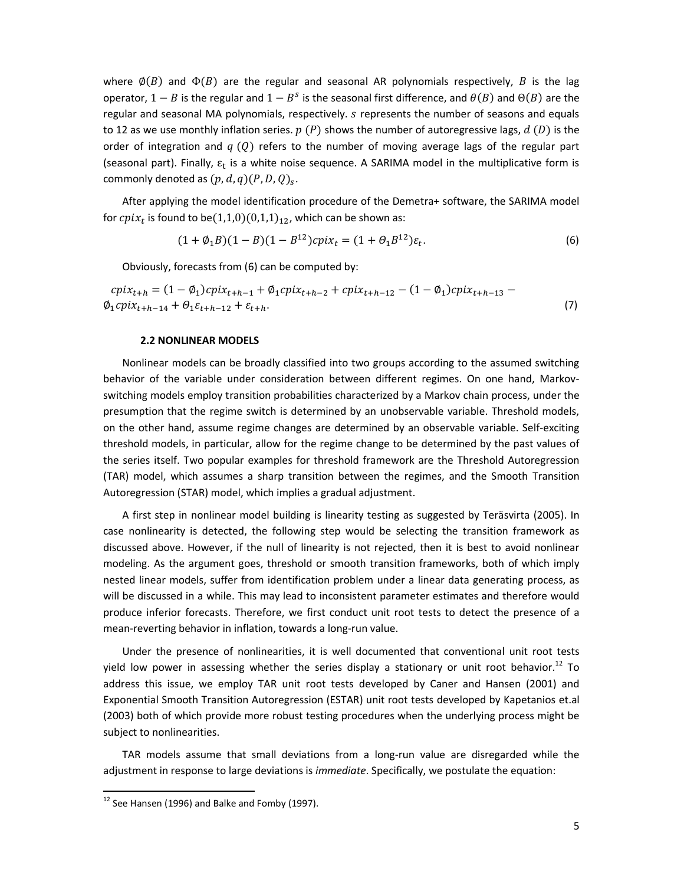where $\emptyset(B)$ and $\Phi(B)$ are the regular and seasonal AR polynomials respectively, $B$ is the lag operator, $1-B$ is the regular and $1-B^s$ is the seasonal first difference, and $\theta(B)$ and $\Theta(B)$ are the regular and seasonal MA polynomials, respectively. $s$ represents the number of seasons and equals to 12 as we use monthly inflation series. $p$ ($P$) shows the number of autoregressive lags, $d$ ($D$) is the order of integration and $q$ ($Q$) refers to the number of moving average lags of the regular part (seasonal part). Finally, $\varepsilon_t$ is a white noise sequence. A SARIMA model in the multiplicative form is commonly denoted as $(p,d,q)(P,D,Q)_s$.

After applying the model identification procedure of the Demetra+ software, the SARIMA model for $cpix_t$ is found to be$(1,1,0)(0,1,1)_{12}$, which can be shown as:

$$(1+\emptyset_1 B)(1-B)(1-B^{12})cpix_t = (1+\Theta_1 B^{12})\varepsilon_t. \tag{6}$$

Obviously, forecasts from (6) can be computed by:

$$cpix_{t+h} = (1-\emptyset_1)cpix_{t+h-1} + \emptyset_1 cpix_{t+h-2} + cpix_{t+h-12} - (1-\emptyset_1)cpix_{t+h-13} - \emptyset_1 cpix_{t+h-14} + \Theta_1 \varepsilon_{t+h-12} + \varepsilon_{t+h}. \tag{7}$$

### 2.2 NONLINEAR MODELS

Nonlinear models can be broadly classified into two groups according to the assumed switching behavior of the variable under consideration between different regimes. On one hand, Markov-switching models employ transition probabilities characterized by a Markov chain process, under the presumption that the regime switch is determined by an unobservable variable. Threshold models, on the other hand, assume regime changes are determined by an observable variable. Self-exciting threshold models, in particular, allow for the regime change to be determined by the past values of the series itself. Two popular examples for threshold framework are the Threshold Autoregression (TAR) model, which assumes a sharp transition between the regimes, and the Smooth Transition Autoregression (STAR) model, which implies a gradual adjustment.

A first step in nonlinear model building is linearity testing as suggested by Teräsvirta (2005). In case nonlinearity is detected, the following step would be selecting the transition framework as discussed above. However, if the null of linearity is not rejected, then it is best to avoid nonlinear modeling. As the argument goes, threshold or smooth transition frameworks, both of which imply nested linear models, suffer from identification problem under a linear data generating process, as will be discussed in a while. This may lead to inconsistent parameter estimates and therefore would produce inferior forecasts. Therefore, we first conduct unit root tests to detect the presence of a mean-reverting behavior in inflation, towards a long-run value.

Under the presence of nonlinearities, it is well documented that conventional unit root tests yield low power in assessing whether the series display a stationary or unit root behavior.[12] To address this issue, we employ TAR unit root tests developed by Caner and Hansen (2001) and Exponential Smooth Transition Autoregression (ESTAR) unit root tests developed by Kapetanios et.al (2003) both of which provide more robust testing procedures when the underlying process might be subject to nonlinearities.

TAR models assume that small deviations from a long-run value are disregarded while the adjustment in response to large deviations is *immediate*. Specifically, we postulate the equation:

[12] See Hansen (1996) and Balke and Fomby (1997).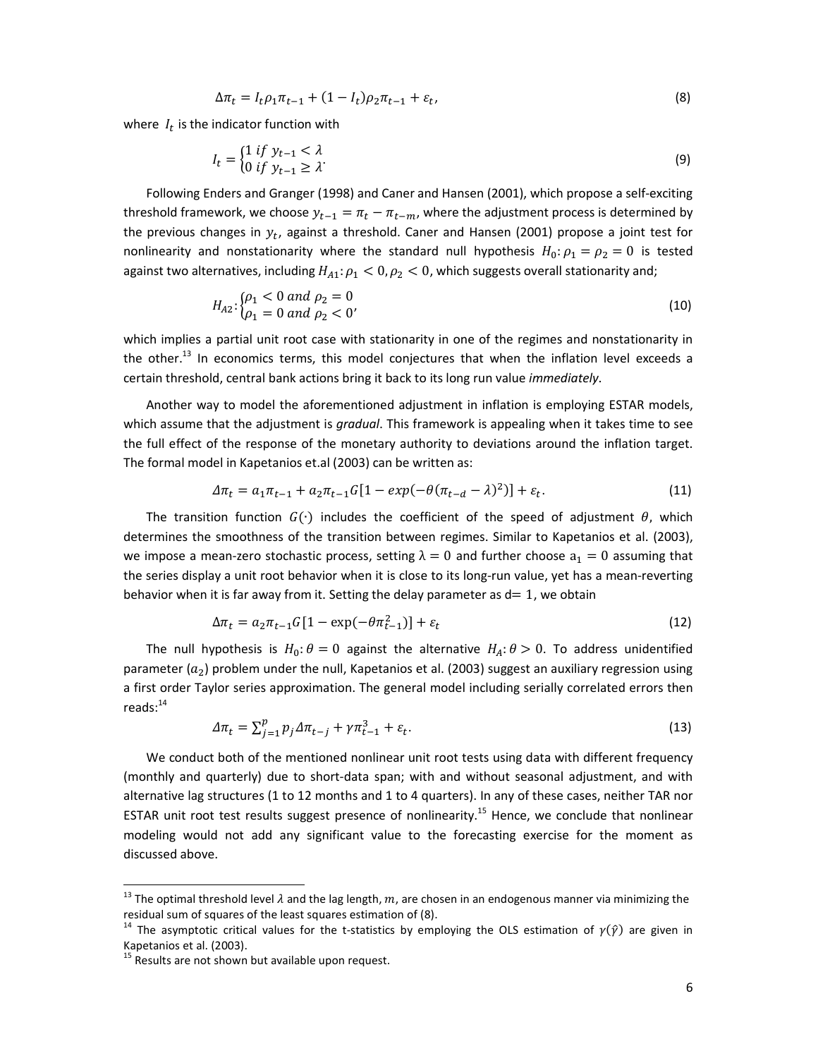$$\Delta\pi_t = I_t\rho_1\pi_{t-1} + (1 - I_t)\rho_2\pi_{t-1} + \varepsilon_t, \tag{8}$$

where $I_t$ is the indicator function with

$$I_t = \begin{cases} 1 \; if \; y_{t-1} < \lambda \\ 0 \; if \; y_{t-1} \geq \lambda \end{cases}. \tag{9}$$

Following Enders and Granger (1998) and Caner and Hansen (2001), which propose a self-exciting threshold framework, we choose $y_{t-1} = \pi_t - \pi_{t-m}$, where the adjustment process is determined by the previous changes in $y_t$, against a threshold. Caner and Hansen (2001) propose a joint test for nonlinearity and nonstationarity where the standard null hypothesis $H_0: \rho_1 = \rho_2 = 0$ is tested against two alternatives, including $H_{A1}: \rho_1 < 0, \rho_2 < 0$, which suggests overall stationarity and;

$$H_{A2}: \begin{cases} \rho_1 < 0 \; and \; \rho_2 = 0 \\ \rho_1 = 0 \; and \; \rho_2 < 0' \end{cases} \tag{10}$$

which implies a partial unit root case with stationarity in one of the regimes and nonstationarity in the other.[13] In economics terms, this model conjectures that when the inflation level exceeds a certain threshold, central bank actions bring it back to its long run value *immediately*.

Another way to model the aforementioned adjustment in inflation is employing ESTAR models, which assume that the adjustment is *gradual*. This framework is appealing when it takes time to see the full effect of the response of the monetary authority to deviations around the inflation target. The formal model in Kapetanios et.al (2003) can be written as:

$$\Delta\pi_t = a_1\pi_{t-1} + a_2\pi_{t-1}G[1 - exp(-\theta(\pi_{t-d} - \lambda)^2)] + \varepsilon_t. \tag{11}$$

The transition function $G(\cdot)$ includes the coefficient of the speed of adjustment $\theta$, which determines the smoothness of the transition between regimes. Similar to Kapetanios et al. (2003), we impose a mean-zero stochastic process, setting $\lambda = 0$ and further choose $a_1 = 0$ assuming that the series display a unit root behavior when it is close to its long-run value, yet has a mean-reverting behavior when it is far away from it. Setting the delay parameter as d$=1$, we obtain

$$\Delta\pi_t = a_2\pi_{t-1}G[1 - \exp(-\theta\pi_{t-1}^2)] + \varepsilon_t \tag{12}$$

The null hypothesis is $H_0: \theta = 0$ against the alternative $H_A: \theta > 0$. To address unidentified parameter ($a_2$) problem under the null, Kapetanios et al. (2003) suggest an auxiliary regression using a first order Taylor series approximation. The general model including serially correlated errors then reads:[14]

$$\Delta\pi_t = \sum_{j=1}^{p} p_j\Delta\pi_{t-j} + \gamma\pi_{t-1}^3 + \varepsilon_t. \tag{13}$$

We conduct both of the mentioned nonlinear unit root tests using data with different frequency (monthly and quarterly) due to short-data span; with and without seasonal adjustment, and with alternative lag structures (1 to 12 months and 1 to 4 quarters). In any of these cases, neither TAR nor ESTAR unit root test results suggest presence of nonlinearity.[15] Hence, we conclude that nonlinear modeling would not add any significant value to the forecasting exercise for the moment as discussed above.

---

[13] The optimal threshold level $\lambda$ and the lag length, $m$, are chosen in an endogenous manner via minimizing the residual sum of squares of the least squares estimation of (8).

[14] The asymptotic critical values for the t-statistics by employing the OLS estimation of $\gamma(\hat{\gamma})$ are given in Kapetanios et al. (2003).

[15] Results are not shown but available upon request.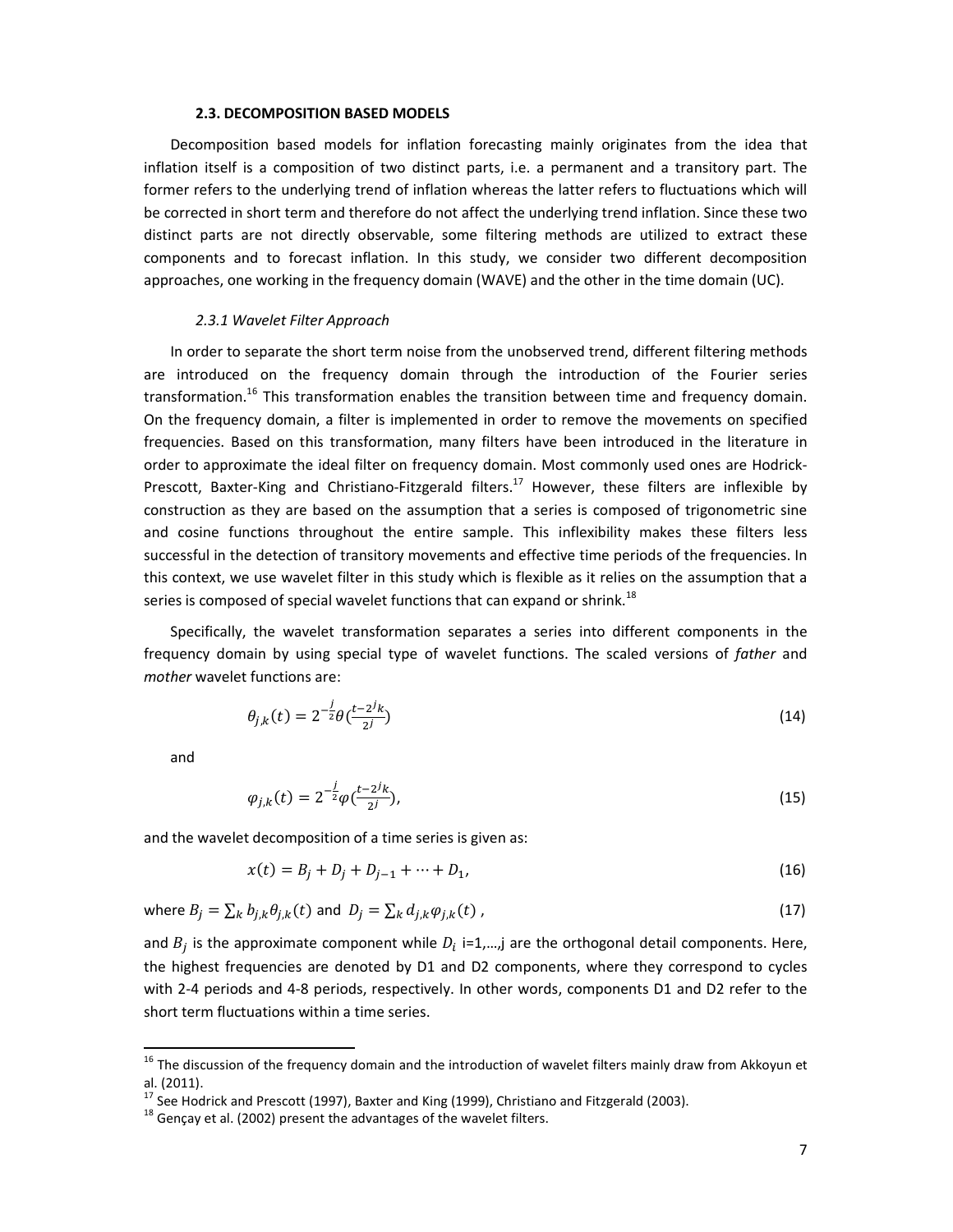### 2.3. DECOMPOSITION BASED MODELS

Decomposition based models for inflation forecasting mainly originates from the idea that inflation itself is a composition of two distinct parts, i.e. a permanent and a transitory part. The former refers to the underlying trend of inflation whereas the latter refers to fluctuations which will be corrected in short term and therefore do not affect the underlying trend inflation. Since these two distinct parts are not directly observable, some filtering methods are utilized to extract these components and to forecast inflation. In this study, we consider two different decomposition approaches, one working in the frequency domain (WAVE) and the other in the time domain (UC).

#### *2.3.1 Wavelet Filter Approach*

In order to separate the short term noise from the unobserved trend, different filtering methods are introduced on the frequency domain through the introduction of the Fourier series transformation.[16] This transformation enables the transition between time and frequency domain. On the frequency domain, a filter is implemented in order to remove the movements on specified frequencies. Based on this transformation, many filters have been introduced in the literature in order to approximate the ideal filter on frequency domain. Most commonly used ones are Hodrick-Prescott, Baxter-King and Christiano-Fitzgerald filters.[17] However, these filters are inflexible by construction as they are based on the assumption that a series is composed of trigonometric sine and cosine functions throughout the entire sample. This inflexibility makes these filters less successful in the detection of transitory movements and effective time periods of the frequencies. In this context, we use wavelet filter in this study which is flexible as it relies on the assumption that a series is composed of special wavelet functions that can expand or shrink.[18]

Specifically, the wavelet transformation separates a series into different components in the frequency domain by using special type of wavelet functions. The scaled versions of *father* and *mother* wavelet functions are:

$$\theta_{j,k}(t) = 2^{-\frac{j}{2}}\theta(\tfrac{t-2^j k}{2^j}) \tag{14}$$

and

$$\varphi_{j,k}(t) = 2^{-\frac{j}{2}}\varphi(\tfrac{t-2^j k}{2^j}), \tag{15}$$

and the wavelet decomposition of a time series is given as:

$$x(t) = B_j + D_j + D_{j-1} + \cdots + D_1, \tag{16}$$

where $B_j = \sum_k b_{j,k}\theta_{j,k}(t)$ and $D_j = \sum_k d_{j,k}\varphi_{j,k}(t)$ , (17)

and $B_j$ is the approximate component while $D_i$ i=1,…,j are the orthogonal detail components. Here, the highest frequencies are denoted by D1 and D2 components, where they correspond to cycles with 2-4 periods and 4-8 periods, respectively. In other words, components D1 and D2 refer to the short term fluctuations within a time series.

---

[16] The discussion of the frequency domain and the introduction of wavelet filters mainly draw from Akkoyun et al. (2011).

[17] See Hodrick and Prescott (1997), Baxter and King (1999), Christiano and Fitzgerald (2003).

[18] Gençay et al. (2002) present the advantages of the wavelet filters.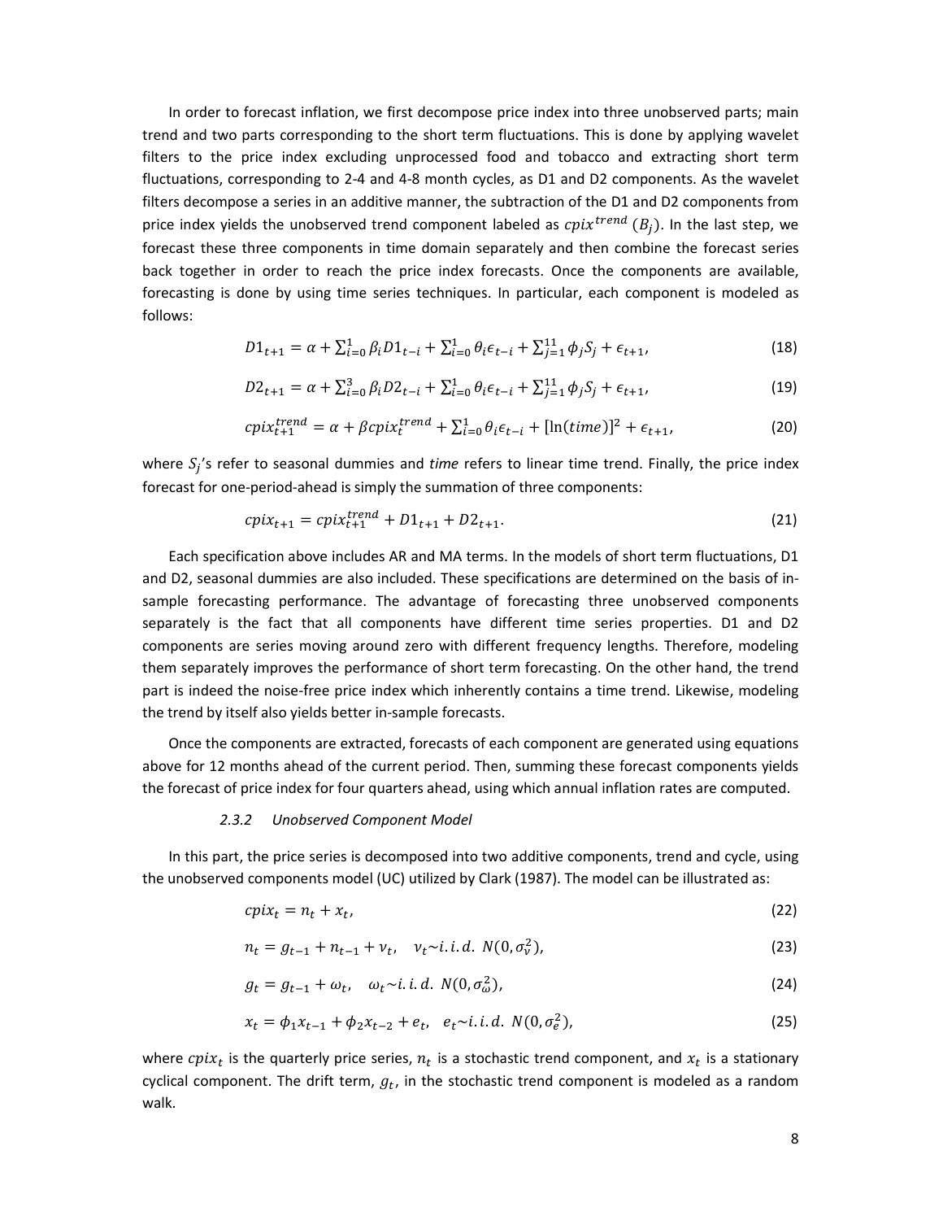In order to forecast inflation, we first decompose price index into three unobserved parts; main trend and two parts corresponding to the short term fluctuations. This is done by applying wavelet filters to the price index excluding unprocessed food and tobacco and extracting short term fluctuations, corresponding to 2-4 and 4-8 month cycles, as D1 and D2 components. As the wavelet filters decompose a series in an additive manner, the subtraction of the D1 and D2 components from price index yields the unobserved trend component labeled as $cpix^{trend}$ $(B_j)$. In the last step, we forecast these three components in time domain separately and then combine the forecast series back together in order to reach the price index forecasts. Once the components are available, forecasting is done by using time series techniques. In particular, each component is modeled as follows:

$$D1_{t+1} = \alpha + \sum_{i=0}^{1} \beta_i D1_{t-i} + \sum_{i=0}^{1} \theta_i \epsilon_{t-i} + \sum_{j=1}^{11} \phi_j S_j + \epsilon_{t+1}, \tag{18}$$

$$D2_{t+1} = \alpha + \sum_{i=0}^{3} \beta_i D2_{t-i} + \sum_{i=0}^{1} \theta_i \epsilon_{t-i} + \sum_{j=1}^{11} \phi_j S_j + \epsilon_{t+1}, \tag{19}$$

$$cpix_{t+1}^{trend} = \alpha + \beta cpix_t^{trend} + \sum_{i=0}^{1} \theta_i \epsilon_{t-i} + [\ln(time)]^2 + \epsilon_{t+1}, \tag{20}$$

where $S_j$'s refer to seasonal dummies and *time* refers to linear time trend. Finally, the price index forecast for one-period-ahead is simply the summation of three components:

$$cpix_{t+1} = cpix_{t+1}^{trend} + D1_{t+1} + D2_{t+1}. \tag{21}$$

Each specification above includes AR and MA terms. In the models of short term fluctuations, D1 and D2, seasonal dummies are also included. These specifications are determined on the basis of in-sample forecasting performance. The advantage of forecasting three unobserved components separately is the fact that all components have different time series properties. D1 and D2 components are series moving around zero with different frequency lengths. Therefore, modeling them separately improves the performance of short term forecasting. On the other hand, the trend part is indeed the noise-free price index which inherently contains a time trend. Likewise, modeling the trend by itself also yields better in-sample forecasts.

Once the components are extracted, forecasts of each component are generated using equations above for 12 months ahead of the current period. Then, summing these forecast components yields the forecast of price index for four quarters ahead, using which annual inflation rates are computed.

### *2.3.2 Unobserved Component Model*

In this part, the price series is decomposed into two additive components, trend and cycle, using the unobserved components model (UC) utilized by Clark (1987). The model can be illustrated as:

$$cpix_t = n_t + x_t, \tag{22}$$

$$n_t = g_{t-1} + n_{t-1} + v_t, \quad v_t \sim i.i.d.\ N(0, \sigma_v^2), \tag{23}$$

$$g_t = g_{t-1} + \omega_t, \quad \omega_t \sim i.i.d.\ N(0, \sigma_\omega^2), \tag{24}$$

$$x_t = \phi_1 x_{t-1} + \phi_2 x_{t-2} + e_t, \quad e_t \sim i.i.d.\ N(0, \sigma_e^2), \tag{25}$$

where $cpix_t$ is the quarterly price series, $n_t$ is a stochastic trend component, and $x_t$ is a stationary cyclical component. The drift term, $g_t$, in the stochastic trend component is modeled as a random walk.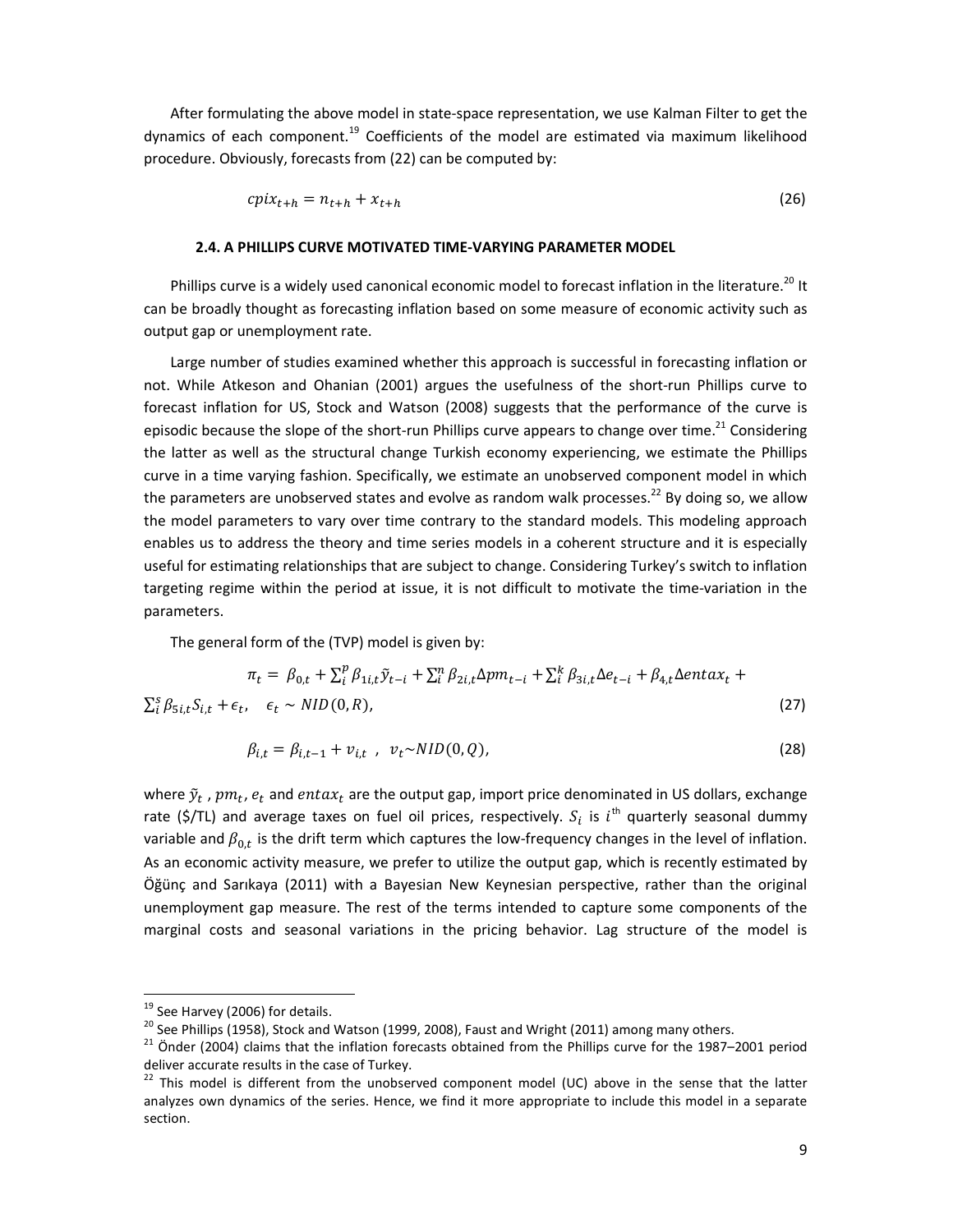After formulating the above model in state-space representation, we use Kalman Filter to get the dynamics of each component.[19] Coefficients of the model are estimated via maximum likelihood procedure. Obviously, forecasts from (22) can be computed by:

$$cpix_{t+h} = n_{t+h} + x_{t+h} \tag{26}$$

### 2.4. A PHILLIPS CURVE MOTIVATED TIME-VARYING PARAMETER MODEL

Phillips curve is a widely used canonical economic model to forecast inflation in the literature.[20] It can be broadly thought as forecasting inflation based on some measure of economic activity such as output gap or unemployment rate.

Large number of studies examined whether this approach is successful in forecasting inflation or not. While Atkeson and Ohanian (2001) argues the usefulness of the short-run Phillips curve to forecast inflation for US, Stock and Watson (2008) suggests that the performance of the curve is episodic because the slope of the short-run Phillips curve appears to change over time.[21] Considering the latter as well as the structural change Turkish economy experiencing, we estimate the Phillips curve in a time varying fashion. Specifically, we estimate an unobserved component model in which the parameters are unobserved states and evolve as random walk processes.[22] By doing so, we allow the model parameters to vary over time contrary to the standard models. This modeling approach enables us to address the theory and time series models in a coherent structure and it is especially useful for estimating relationships that are subject to change. Considering Turkey's switch to inflation targeting regime within the period at issue, it is not difficult to motivate the time-variation in the parameters.

The general form of the (TVP) model is given by:

$$\pi_t = \beta_{0,t} + \sum_i^p \beta_{1i,t} \tilde{y}_{t-i} + \sum_i^n \beta_{2i,t} \Delta pm_{t-i} + \sum_i^k \beta_{3i,t} \Delta e_{t-i} + \beta_{4,t} \Delta entax_t + \sum_i^s \beta_{5i,t} S_{i,t} + \epsilon_t, \quad \epsilon_t \sim NID(0, R), \tag{27}$$

$$\beta_{i,t} = \beta_{i,t-1} + v_{i,t} \ , \ \ v_t \sim NID(0, Q), \tag{28}$$

where $\tilde{y}_t$ , $pm_t$, $e_t$ and $entax_t$ are the output gap, import price denominated in US dollars, exchange rate ($/TL) and average taxes on fuel oil prices, respectively. $S_i$ is $i^{\text{th}}$ quarterly seasonal dummy variable and $\beta_{0,t}$ is the drift term which captures the low-frequency changes in the level of inflation. As an economic activity measure, we prefer to utilize the output gap, which is recently estimated by Öğünç and Sarıkaya (2011) with a Bayesian New Keynesian perspective, rather than the original unemployment gap measure. The rest of the terms intended to capture some components of the marginal costs and seasonal variations in the pricing behavior. Lag structure of the model is

---

[19] See Harvey (2006) for details.

[20] See Phillips (1958), Stock and Watson (1999, 2008), Faust and Wright (2011) among many others.

[21] Önder (2004) claims that the inflation forecasts obtained from the Phillips curve for the 1987–2001 period deliver accurate results in the case of Turkey.

[22] This model is different from the unobserved component model (UC) above in the sense that the latter analyzes own dynamics of the series. Hence, we find it more appropriate to include this model in a separate section.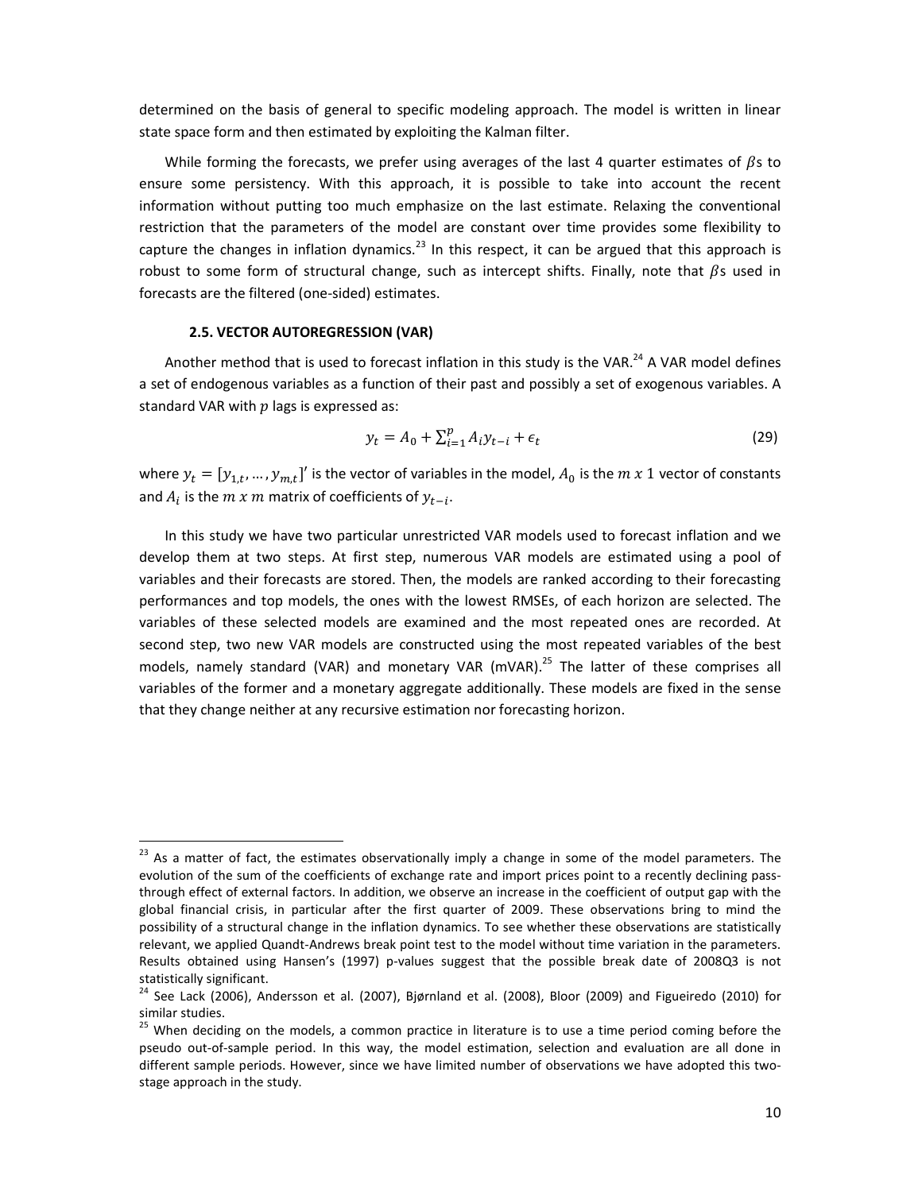determined on the basis of general to specific modeling approach. The model is written in linear state space form and then estimated by exploiting the Kalman filter.

While forming the forecasts, we prefer using averages of the last 4 quarter estimates of $\beta$s to ensure some persistency. With this approach, it is possible to take into account the recent information without putting too much emphasize on the last estimate. Relaxing the conventional restriction that the parameters of the model are constant over time provides some flexibility to capture the changes in inflation dynamics.[23] In this respect, it can be argued that this approach is robust to some form of structural change, such as intercept shifts. Finally, note that $\beta$s used in forecasts are the filtered (one-sided) estimates.

### 2.5. VECTOR AUTOREGRESSION (VAR)

Another method that is used to forecast inflation in this study is the VAR.[24] A VAR model defines a set of endogenous variables as a function of their past and possibly a set of exogenous variables. A standard VAR with $p$ lags is expressed as:

$$y_t = A_0 + \sum_{i=1}^{p} A_i y_{t-i} + \epsilon_t \tag{29}$$

where $y_t = [y_{1,t}, \ldots, y_{m,t}]'$ is the vector of variables in the model, $A_0$ is the $m \ x \ 1$ vector of constants and $A_i$ is the $m \ x \ m$ matrix of coefficients of $y_{t-i}$.

In this study we have two particular unrestricted VAR models used to forecast inflation and we develop them at two steps. At first step, numerous VAR models are estimated using a pool of variables and their forecasts are stored. Then, the models are ranked according to their forecasting performances and top models, the ones with the lowest RMSEs, of each horizon are selected. The variables of these selected models are examined and the most repeated ones are recorded. At second step, two new VAR models are constructed using the most repeated variables of the best models, namely standard (VAR) and monetary VAR (mVAR).[25] The latter of these comprises all variables of the former and a monetary aggregate additionally. These models are fixed in the sense that they change neither at any recursive estimation nor forecasting horizon.

---

[23] As a matter of fact, the estimates observationally imply a change in some of the model parameters. The evolution of the sum of the coefficients of exchange rate and import prices point to a recently declining pass-through effect of external factors. In addition, we observe an increase in the coefficient of output gap with the global financial crisis, in particular after the first quarter of 2009. These observations bring to mind the possibility of a structural change in the inflation dynamics. To see whether these observations are statistically relevant, we applied Quandt-Andrews break point test to the model without time variation in the parameters. Results obtained using Hansen's (1997) p-values suggest that the possible break date of 2008Q3 is not statistically significant.

[24] See Lack (2006), Andersson et al. (2007), Bjørnland et al. (2008), Bloor (2009) and Figueiredo (2010) for similar studies.

[25] When deciding on the models, a common practice in literature is to use a time period coming before the pseudo out-of-sample period. In this way, the model estimation, selection and evaluation are all done in different sample periods. However, since we have limited number of observations we have adopted this two-stage approach in the study.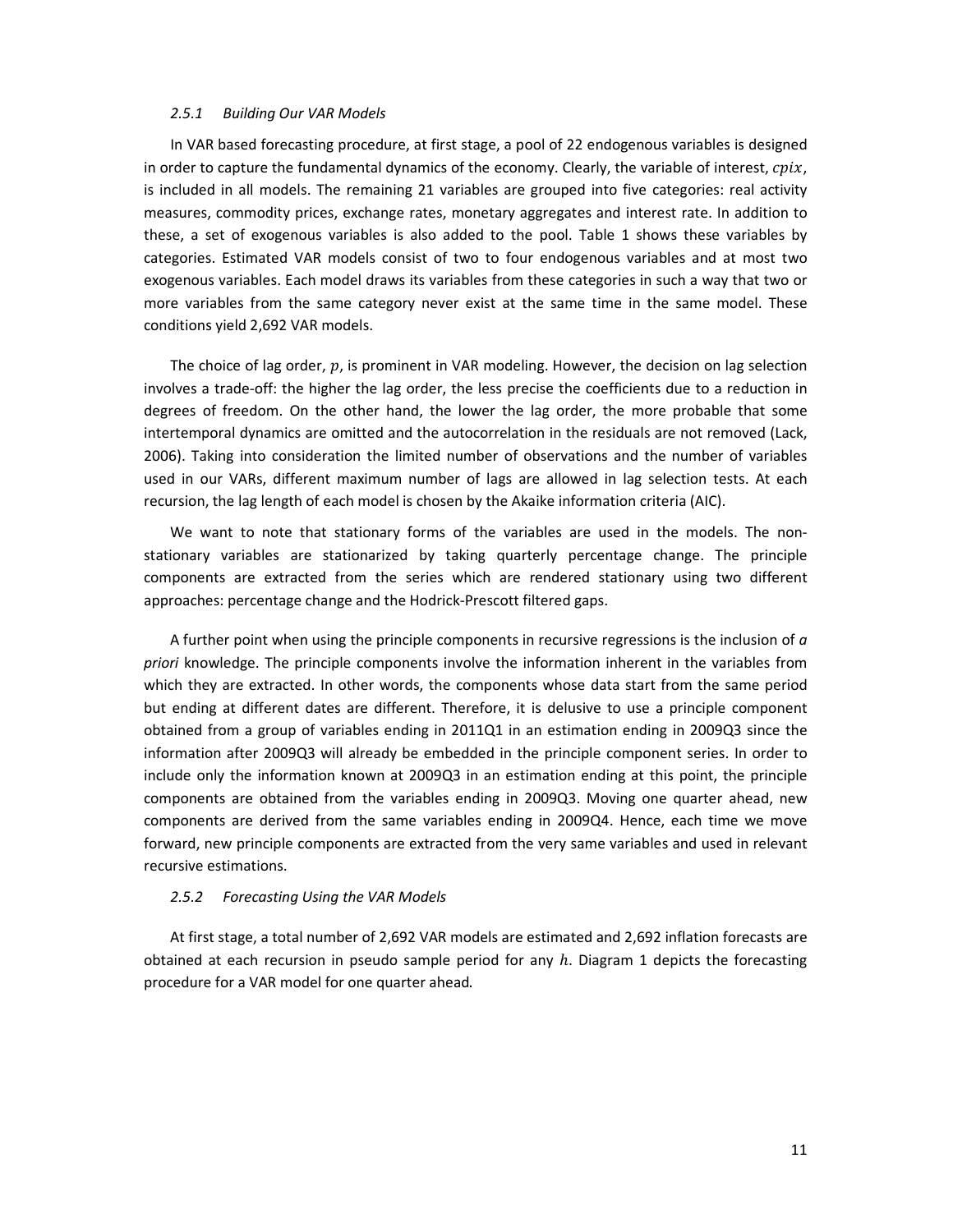### *2.5.1 Building Our VAR Models*

In VAR based forecasting procedure, at first stage, a pool of 22 endogenous variables is designed in order to capture the fundamental dynamics of the economy. Clearly, the variable of interest, $cpix$, is included in all models. The remaining 21 variables are grouped into five categories: real activity measures, commodity prices, exchange rates, monetary aggregates and interest rate. In addition to these, a set of exogenous variables is also added to the pool. Table 1 shows these variables by categories. Estimated VAR models consist of two to four endogenous variables and at most two exogenous variables. Each model draws its variables from these categories in such a way that two or more variables from the same category never exist at the same time in the same model. These conditions yield 2,692 VAR models.

The choice of lag order, $p$, is prominent in VAR modeling. However, the decision on lag selection involves a trade-off: the higher the lag order, the less precise the coefficients due to a reduction in degrees of freedom. On the other hand, the lower the lag order, the more probable that some intertemporal dynamics are omitted and the autocorrelation in the residuals are not removed (Lack, 2006). Taking into consideration the limited number of observations and the number of variables used in our VARs, different maximum number of lags are allowed in lag selection tests. At each recursion, the lag length of each model is chosen by the Akaike information criteria (AIC).

We want to note that stationary forms of the variables are used in the models. The non-stationary variables are stationarized by taking quarterly percentage change. The principle components are extracted from the series which are rendered stationary using two different approaches: percentage change and the Hodrick-Prescott filtered gaps.

A further point when using the principle components in recursive regressions is the inclusion of *a priori* knowledge. The principle components involve the information inherent in the variables from which they are extracted. In other words, the components whose data start from the same period but ending at different dates are different. Therefore, it is delusive to use a principle component obtained from a group of variables ending in 2011Q1 in an estimation ending in 2009Q3 since the information after 2009Q3 will already be embedded in the principle component series. In order to include only the information known at 2009Q3 in an estimation ending at this point, the principle components are obtained from the variables ending in 2009Q3. Moving one quarter ahead, new components are derived from the same variables ending in 2009Q4. Hence, each time we move forward, new principle components are extracted from the very same variables and used in relevant recursive estimations.

### *2.5.2 Forecasting Using the VAR Models*

At first stage, a total number of 2,692 VAR models are estimated and 2,692 inflation forecasts are obtained at each recursion in pseudo sample period for any $h$. Diagram 1 depicts the forecasting procedure for a VAR model for one quarter ahead.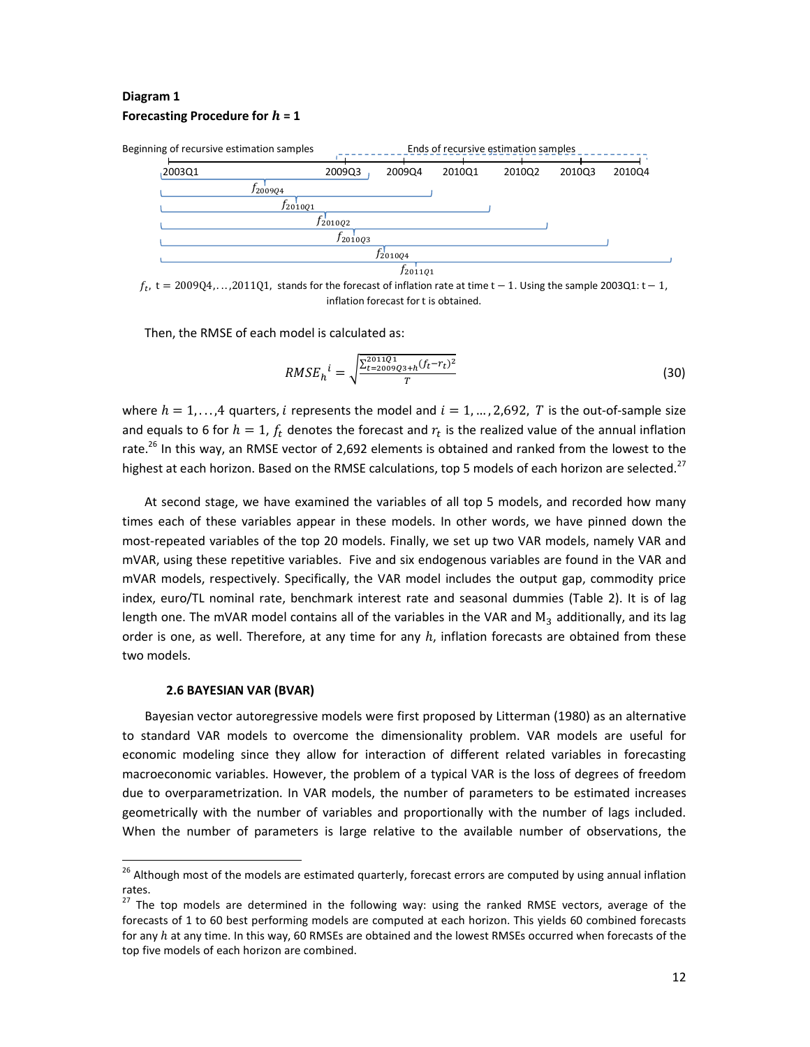**Diagram 1**
**Forecasting Procedure for $h$ = 1**

Beginning of recursive estimation samples — Ends of recursive estimation samples

2003Q1 2009Q3 2009Q4 2010Q1 2010Q2 2010Q3 2010Q4

$f_{2009Q4}$

$f_{2010Q1}$

$f_{2010Q2}$

$f_{2010Q3}$

$f_{2010Q4}$

$f_{2011Q1}$

$f_t$, t = 2009Q4,...,2011Q1, stands for the forecast of inflation rate at time t − 1. Using the sample 2003Q1: t − 1, inflation forecast for t is obtained.

Then, the RMSE of each model is calculated as:

$$RMSE_h{}^i = \sqrt{\frac{\sum_{t=2009Q3+h}^{2011Q1}(f_t - r_t)^2}{T}} \tag{30}$$

where $h = 1,\ldots,4$ quarters, $i$ represents the model and $i = 1, \ldots, 2{,}692$, $T$ is the out-of-sample size and equals to 6 for $h = 1$, $f_t$ denotes the forecast and $r_t$ is the realized value of the annual inflation rate.[26] In this way, an RMSE vector of 2,692 elements is obtained and ranked from the lowest to the highest at each horizon. Based on the RMSE calculations, top 5 models of each horizon are selected.[27]

At second stage, we have examined the variables of all top 5 models, and recorded how many times each of these variables appear in these models. In other words, we have pinned down the most-repeated variables of the top 20 models. Finally, we set up two VAR models, namely VAR and mVAR, using these repetitive variables. Five and six endogenous variables are found in the VAR and mVAR models, respectively. Specifically, the VAR model includes the output gap, commodity price index, euro/TL nominal rate, benchmark interest rate and seasonal dummies (Table 2). It is of lag length one. The mVAR model contains all of the variables in the VAR and $M_3$ additionally, and its lag order is one, as well. Therefore, at any time for any $h$, inflation forecasts are obtained from these two models.

### 2.6 BAYESIAN VAR (BVAR)

Bayesian vector autoregressive models were first proposed by Litterman (1980) as an alternative to standard VAR models to overcome the dimensionality problem. VAR models are useful for economic modeling since they allow for interaction of different related variables in forecasting macroeconomic variables. However, the problem of a typical VAR is the loss of degrees of freedom due to overparametrization. In VAR models, the number of parameters to be estimated increases geometrically with the number of variables and proportionally with the number of lags included. When the number of parameters is large relative to the available number of observations, the

---

[26] Although most of the models are estimated quarterly, forecast errors are computed by using annual inflation rates.

[27] The top models are determined in the following way: using the ranked RMSE vectors, average of the forecasts of 1 to 60 best performing models are computed at each horizon. This yields 60 combined forecasts for any $h$ at any time. In this way, 60 RMSEs are obtained and the lowest RMSEs occurred when forecasts of the top five models of each horizon are combined.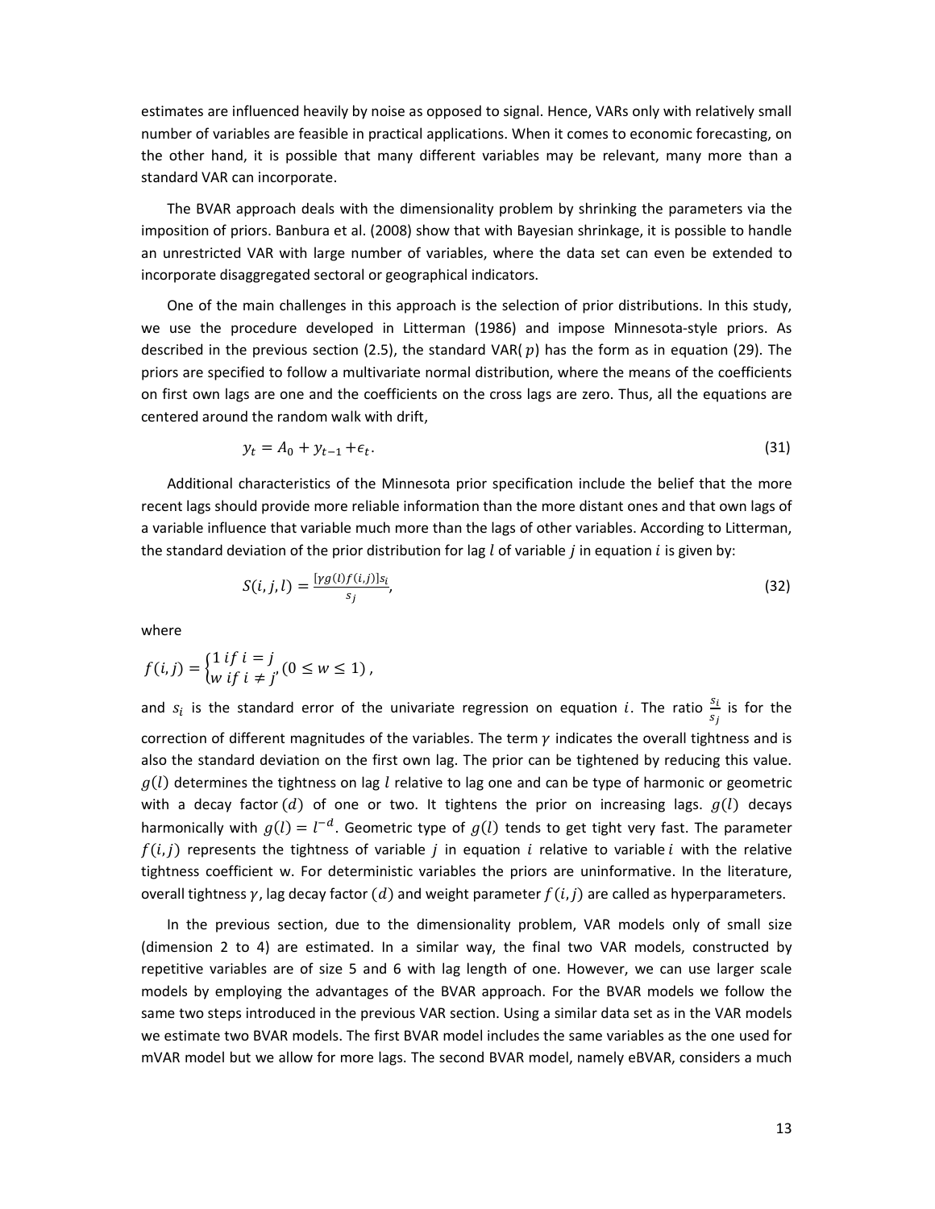estimates are influenced heavily by noise as opposed to signal. Hence, VARs only with relatively small number of variables are feasible in practical applications. When it comes to economic forecasting, on the other hand, it is possible that many different variables may be relevant, many more than a standard VAR can incorporate.

The BVAR approach deals with the dimensionality problem by shrinking the parameters via the imposition of priors. Banbura et al. (2008) show that with Bayesian shrinkage, it is possible to handle an unrestricted VAR with large number of variables, where the data set can even be extended to incorporate disaggregated sectoral or geographical indicators.

One of the main challenges in this approach is the selection of prior distributions. In this study, we use the procedure developed in Litterman (1986) and impose Minnesota-style priors. As described in the previous section (2.5), the standard VAR($p$) has the form as in equation (29). The priors are specified to follow a multivariate normal distribution, where the means of the coefficients on first own lags are one and the coefficients on the cross lags are zero. Thus, all the equations are centered around the random walk with drift,

$$y_t = A_0 + y_{t-1} + \epsilon_t. \tag{31}$$

Additional characteristics of the Minnesota prior specification include the belief that the more recent lags should provide more reliable information than the more distant ones and that own lags of a variable influence that variable much more than the lags of other variables. According to Litterman, the standard deviation of the prior distribution for lag $l$ of variable $j$ in equation $i$ is given by:

$$S(i,j,l) = \frac{[\gamma g(l) f(i,j)] s_i}{s_j}, \tag{32}$$

where

$$f(i,j) = \begin{cases} 1 \; if \; i = j \\ w \; if \; i \neq j \end{cases}, (0 \leq w \leq 1),$$

and $s_i$ is the standard error of the univariate regression on equation $i$. The ratio $\frac{s_i}{s_j}$ is for the correction of different magnitudes of the variables. The term $\gamma$ indicates the overall tightness and is also the standard deviation on the first own lag. The prior can be tightened by reducing this value. $g(l)$ determines the tightness on lag $l$ relative to lag one and can be type of harmonic or geometric with a decay factor $(d)$ of one or two. It tightens the prior on increasing lags. $g(l)$ decays harmonically with $g(l) = l^{-d}$. Geometric type of $g(l)$ tends to get tight very fast. The parameter $f(i,j)$ represents the tightness of variable $j$ in equation $i$ relative to variable $i$ with the relative tightness coefficient w. For deterministic variables the priors are uninformative. In the literature, overall tightness $\gamma$, lag decay factor $(d)$ and weight parameter $f(i,j)$ are called as hyperparameters.

In the previous section, due to the dimensionality problem, VAR models only of small size (dimension 2 to 4) are estimated. In a similar way, the final two VAR models, constructed by repetitive variables are of size 5 and 6 with lag length of one. However, we can use larger scale models by employing the advantages of the BVAR approach. For the BVAR models we follow the same two steps introduced in the previous VAR section. Using a similar data set as in the VAR models we estimate two BVAR models. The first BVAR model includes the same variables as the one used for mVAR model but we allow for more lags. The second BVAR model, namely eBVAR, considers a much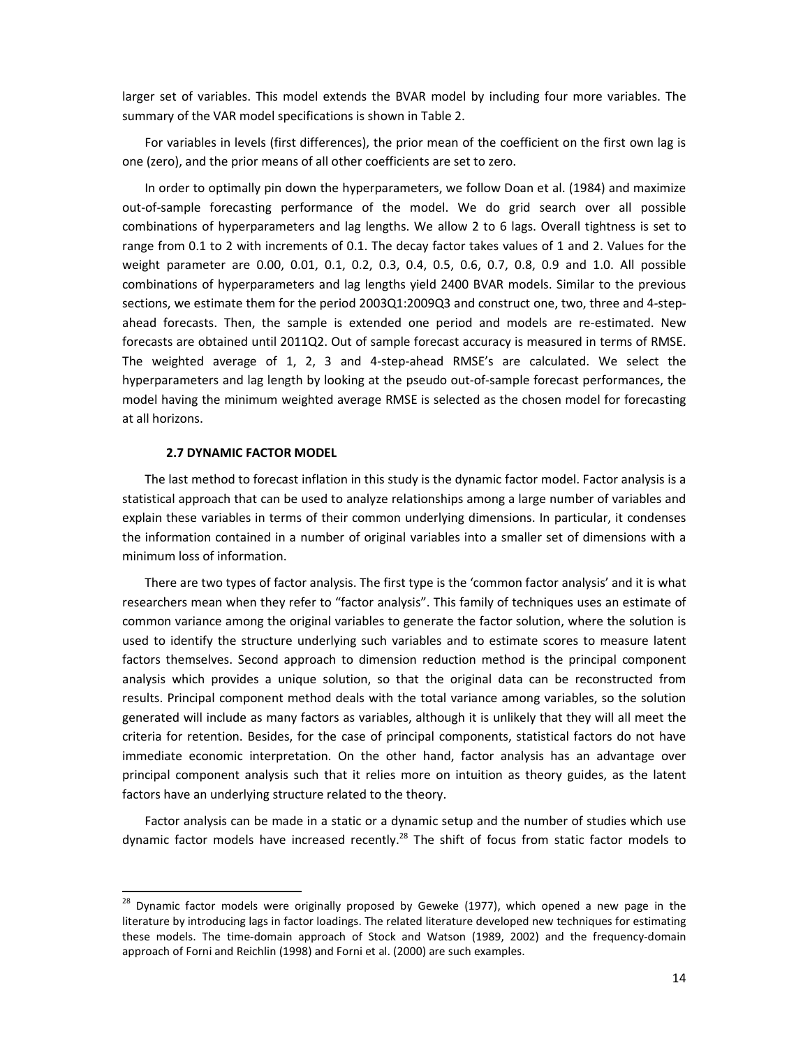larger set of variables. This model extends the BVAR model by including four more variables. The summary of the VAR model specifications is shown in Table 2.

For variables in levels (first differences), the prior mean of the coefficient on the first own lag is one (zero), and the prior means of all other coefficients are set to zero.

In order to optimally pin down the hyperparameters, we follow Doan et al. (1984) and maximize out-of-sample forecasting performance of the model. We do grid search over all possible combinations of hyperparameters and lag lengths. We allow 2 to 6 lags. Overall tightness is set to range from 0.1 to 2 with increments of 0.1. The decay factor takes values of 1 and 2. Values for the weight parameter are 0.00, 0.01, 0.1, 0.2, 0.3, 0.4, 0.5, 0.6, 0.7, 0.8, 0.9 and 1.0. All possible combinations of hyperparameters and lag lengths yield 2400 BVAR models. Similar to the previous sections, we estimate them for the period 2003Q1:2009Q3 and construct one, two, three and 4-step-ahead forecasts. Then, the sample is extended one period and models are re-estimated. New forecasts are obtained until 2011Q2. Out of sample forecast accuracy is measured in terms of RMSE. The weighted average of 1, 2, 3 and 4-step-ahead RMSE's are calculated. We select the hyperparameters and lag length by looking at the pseudo out-of-sample forecast performances, the model having the minimum weighted average RMSE is selected as the chosen model for forecasting at all horizons.

### 2.7 DYNAMIC FACTOR MODEL

The last method to forecast inflation in this study is the dynamic factor model. Factor analysis is a statistical approach that can be used to analyze relationships among a large number of variables and explain these variables in terms of their common underlying dimensions. In particular, it condenses the information contained in a number of original variables into a smaller set of dimensions with a minimum loss of information.

There are two types of factor analysis. The first type is the 'common factor analysis' and it is what researchers mean when they refer to "factor analysis". This family of techniques uses an estimate of common variance among the original variables to generate the factor solution, where the solution is used to identify the structure underlying such variables and to estimate scores to measure latent factors themselves. Second approach to dimension reduction method is the principal component analysis which provides a unique solution, so that the original data can be reconstructed from results. Principal component method deals with the total variance among variables, so the solution generated will include as many factors as variables, although it is unlikely that they will all meet the criteria for retention. Besides, for the case of principal components, statistical factors do not have immediate economic interpretation. On the other hand, factor analysis has an advantage over principal component analysis such that it relies more on intuition as theory guides, as the latent factors have an underlying structure related to the theory.

Factor analysis can be made in a static or a dynamic setup and the number of studies which use dynamic factor models have increased recently.[28] The shift of focus from static factor models to

---

[28] Dynamic factor models were originally proposed by Geweke (1977), which opened a new page in the literature by introducing lags in factor loadings. The related literature developed new techniques for estimating these models. The time-domain approach of Stock and Watson (1989, 2002) and the frequency-domain approach of Forni and Reichlin (1998) and Forni et al. (2000) are such examples.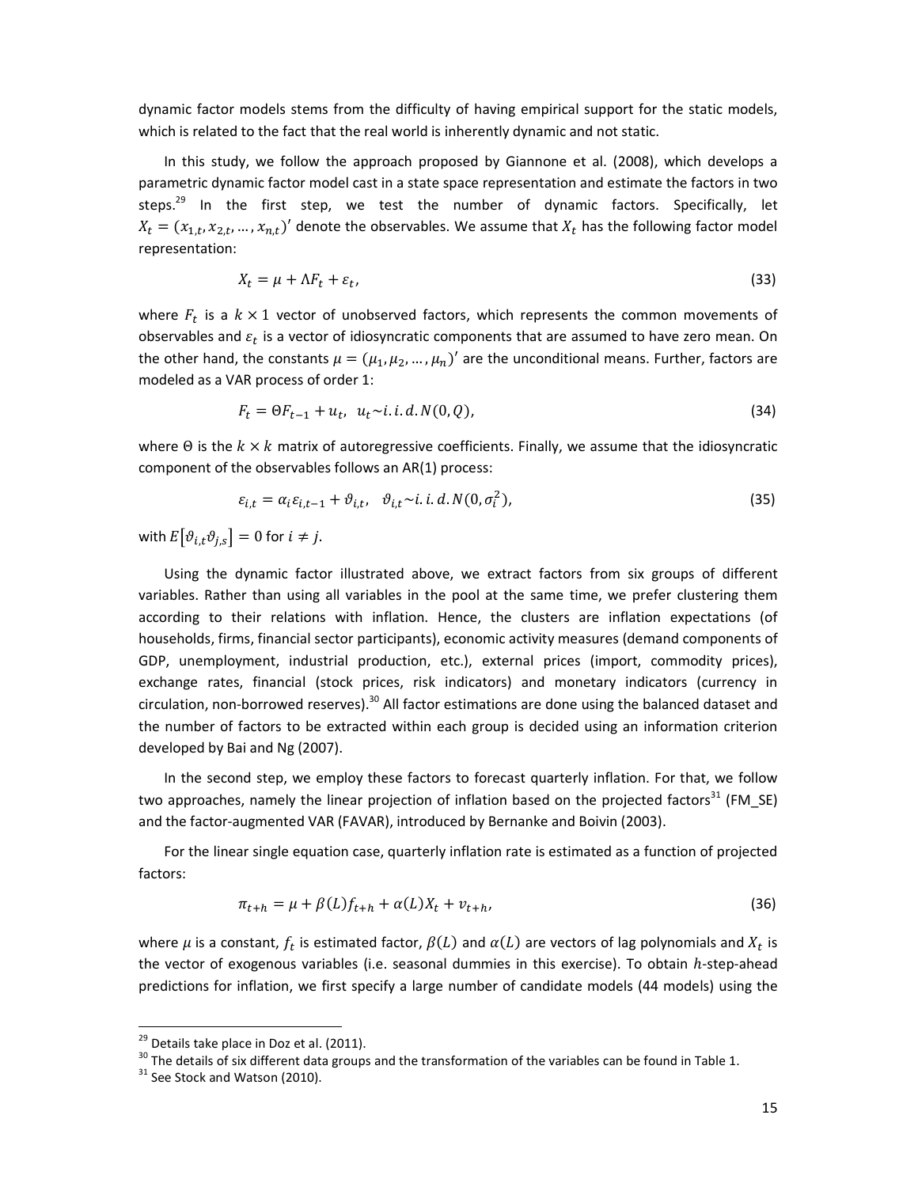dynamic factor models stems from the difficulty of having empirical support for the static models, which is related to the fact that the real world is inherently dynamic and not static.

In this study, we follow the approach proposed by Giannone et al. (2008), which develops a parametric dynamic factor model cast in a state space representation and estimate the factors in two steps.[29] In the first step, we test the number of dynamic factors. Specifically, let $X_t = (x_{1,t}, x_{2,t}, \ldots, x_{n,t})'$ denote the observables. We assume that $X_t$ has the following factor model representation:

$$X_t = \mu + \Lambda F_t + \varepsilon_t, \tag{33}$$

where $F_t$ is a $k \times 1$ vector of unobserved factors, which represents the common movements of observables and $\varepsilon_t$ is a vector of idiosyncratic components that are assumed to have zero mean. On the other hand, the constants $\mu = (\mu_1, \mu_2, \ldots, \mu_n)'$ are the unconditional means. Further, factors are modeled as a VAR process of order 1:

$$F_t = \Theta F_{t-1} + u_t, \;\; u_t \sim i.i.d.N(0, Q), \tag{34}$$

where $\Theta$ is the $k \times k$ matrix of autoregressive coefficients. Finally, we assume that the idiosyncratic component of the observables follows an AR(1) process:

$$\varepsilon_{i,t} = \alpha_i \varepsilon_{i,t-1} + \vartheta_{i,t}, \;\;\; \vartheta_{i,t} \sim i.i.d.N(0, \sigma_i^2), \tag{35}$$

with $E[\vartheta_{i,t}\vartheta_{j,s}] = 0$ for $i \neq j$.

Using the dynamic factor illustrated above, we extract factors from six groups of different variables. Rather than using all variables in the pool at the same time, we prefer clustering them according to their relations with inflation. Hence, the clusters are inflation expectations (of households, firms, financial sector participants), economic activity measures (demand components of GDP, unemployment, industrial production, etc.), external prices (import, commodity prices), exchange rates, financial (stock prices, risk indicators) and monetary indicators (currency in circulation, non-borrowed reserves).[30] All factor estimations are done using the balanced dataset and the number of factors to be extracted within each group is decided using an information criterion developed by Bai and Ng (2007).

In the second step, we employ these factors to forecast quarterly inflation. For that, we follow two approaches, namely the linear projection of inflation based on the projected factors[31] (FM_SE) and the factor-augmented VAR (FAVAR), introduced by Bernanke and Boivin (2003).

For the linear single equation case, quarterly inflation rate is estimated as a function of projected factors:

$$\pi_{t+h} = \mu + \beta(L) f_{t+h} + \alpha(L) X_t + v_{t+h}, \tag{36}$$

where $\mu$ is a constant, $f_t$ is estimated factor, $\beta(L)$ and $\alpha(L)$ are vectors of lag polynomials and $X_t$ is the vector of exogenous variables (i.e. seasonal dummies in this exercise). To obtain $h$-step-ahead predictions for inflation, we first specify a large number of candidate models (44 models) using the

[29] Details take place in Doz et al. (2011).

[30] The details of six different data groups and the transformation of the variables can be found in Table 1.

[31] See Stock and Watson (2010).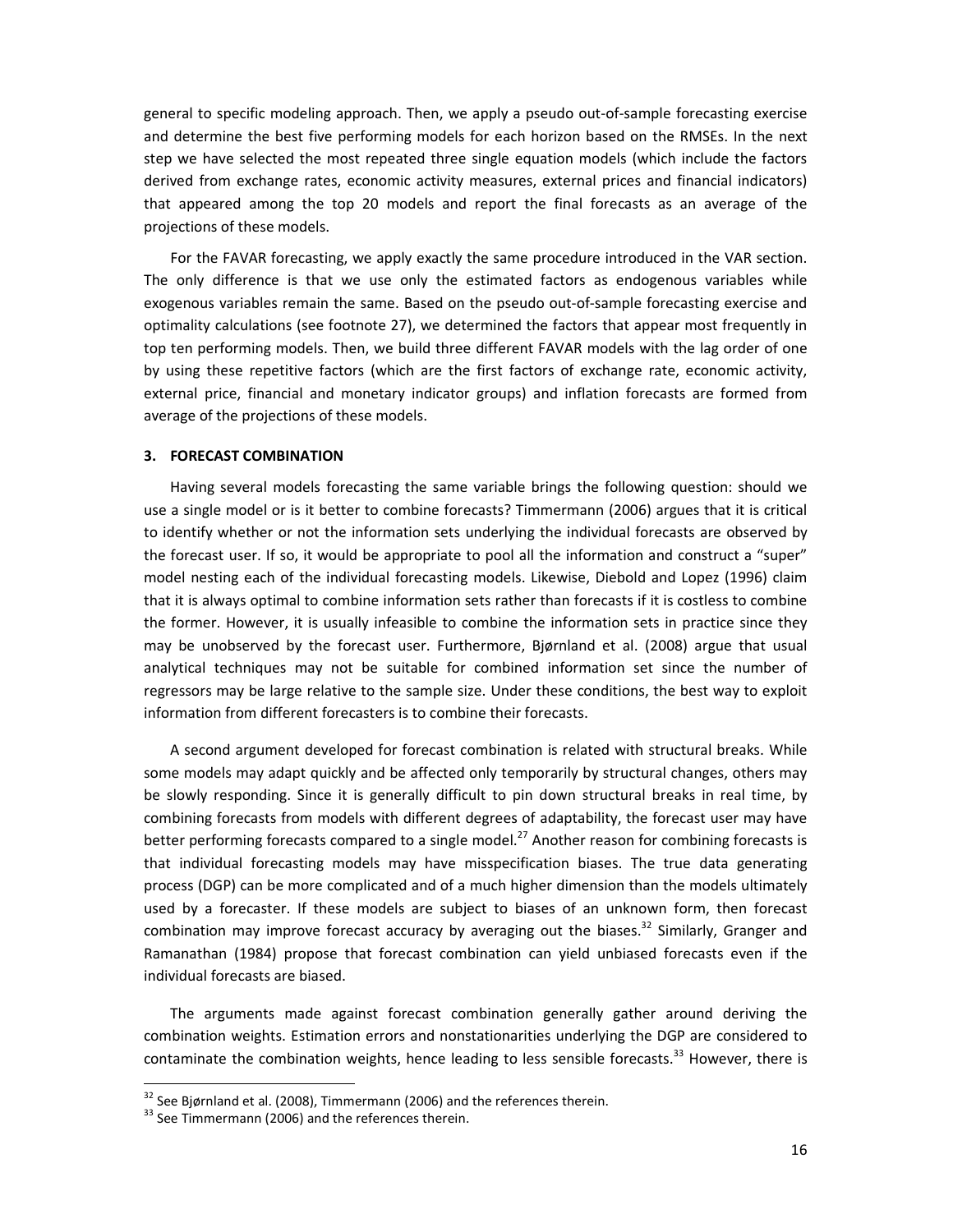general to specific modeling approach. Then, we apply a pseudo out-of-sample forecasting exercise and determine the best five performing models for each horizon based on the RMSEs. In the next step we have selected the most repeated three single equation models (which include the factors derived from exchange rates, economic activity measures, external prices and financial indicators) that appeared among the top 20 models and report the final forecasts as an average of the projections of these models.

For the FAVAR forecasting, we apply exactly the same procedure introduced in the VAR section. The only difference is that we use only the estimated factors as endogenous variables while exogenous variables remain the same. Based on the pseudo out-of-sample forecasting exercise and optimality calculations (see footnote 27), we determined the factors that appear most frequently in top ten performing models. Then, we build three different FAVAR models with the lag order of one by using these repetitive factors (which are the first factors of exchange rate, economic activity, external price, financial and monetary indicator groups) and inflation forecasts are formed from average of the projections of these models.

## 3. FORECAST COMBINATION

Having several models forecasting the same variable brings the following question: should we use a single model or is it better to combine forecasts? Timmermann (2006) argues that it is critical to identify whether or not the information sets underlying the individual forecasts are observed by the forecast user. If so, it would be appropriate to pool all the information and construct a "super" model nesting each of the individual forecasting models. Likewise, Diebold and Lopez (1996) claim that it is always optimal to combine information sets rather than forecasts if it is costless to combine the former. However, it is usually infeasible to combine the information sets in practice since they may be unobserved by the forecast user. Furthermore, Bjørnland et al. (2008) argue that usual analytical techniques may not be suitable for combined information set since the number of regressors may be large relative to the sample size. Under these conditions, the best way to exploit information from different forecasters is to combine their forecasts.

A second argument developed for forecast combination is related with structural breaks. While some models may adapt quickly and be affected only temporarily by structural changes, others may be slowly responding. Since it is generally difficult to pin down structural breaks in real time, by combining forecasts from models with different degrees of adaptability, the forecast user may have better performing forecasts compared to a single model.[27] Another reason for combining forecasts is that individual forecasting models may have misspecification biases. The true data generating process (DGP) can be more complicated and of a much higher dimension than the models ultimately used by a forecaster. If these models are subject to biases of an unknown form, then forecast combination may improve forecast accuracy by averaging out the biases.[32] Similarly, Granger and Ramanathan (1984) propose that forecast combination can yield unbiased forecasts even if the individual forecasts are biased.

The arguments made against forecast combination generally gather around deriving the combination weights. Estimation errors and nonstationarities underlying the DGP are considered to contaminate the combination weights, hence leading to less sensible forecasts.[33] However, there is

[32] See Bjørnland et al. (2008), Timmermann (2006) and the references therein.

[33] See Timmermann (2006) and the references therein.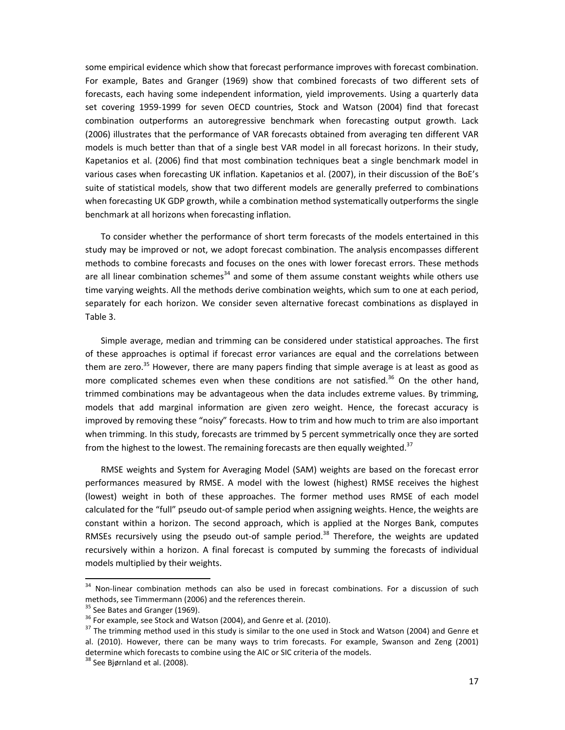some empirical evidence which show that forecast performance improves with forecast combination. For example, Bates and Granger (1969) show that combined forecasts of two different sets of forecasts, each having some independent information, yield improvements. Using a quarterly data set covering 1959-1999 for seven OECD countries, Stock and Watson (2004) find that forecast combination outperforms an autoregressive benchmark when forecasting output growth. Lack (2006) illustrates that the performance of VAR forecasts obtained from averaging ten different VAR models is much better than that of a single best VAR model in all forecast horizons. In their study, Kapetanios et al. (2006) find that most combination techniques beat a single benchmark model in various cases when forecasting UK inflation. Kapetanios et al. (2007), in their discussion of the BoE's suite of statistical models, show that two different models are generally preferred to combinations when forecasting UK GDP growth, while a combination method systematically outperforms the single benchmark at all horizons when forecasting inflation.

To consider whether the performance of short term forecasts of the models entertained in this study may be improved or not, we adopt forecast combination. The analysis encompasses different methods to combine forecasts and focuses on the ones with lower forecast errors. These methods are all linear combination schemes[34] and some of them assume constant weights while others use time varying weights. All the methods derive combination weights, which sum to one at each period, separately for each horizon. We consider seven alternative forecast combinations as displayed in Table 3.

Simple average, median and trimming can be considered under statistical approaches. The first of these approaches is optimal if forecast error variances are equal and the correlations between them are zero.[35] However, there are many papers finding that simple average is at least as good as more complicated schemes even when these conditions are not satisfied.[36] On the other hand, trimmed combinations may be advantageous when the data includes extreme values. By trimming, models that add marginal information are given zero weight. Hence, the forecast accuracy is improved by removing these "noisy" forecasts. How to trim and how much to trim are also important when trimming. In this study, forecasts are trimmed by 5 percent symmetrically once they are sorted from the highest to the lowest. The remaining forecasts are then equally weighted.[37]

RMSE weights and System for Averaging Model (SAM) weights are based on the forecast error performances measured by RMSE. A model with the lowest (highest) RMSE receives the highest (lowest) weight in both of these approaches. The former method uses RMSE of each model calculated for the "full" pseudo out-of sample period when assigning weights. Hence, the weights are constant within a horizon. The second approach, which is applied at the Norges Bank, computes RMSEs recursively using the pseudo out-of sample period.[38] Therefore, the weights are updated recursively within a horizon. A final forecast is computed by summing the forecasts of individual models multiplied by their weights.

---

[34] Non-linear combination methods can also be used in forecast combinations. For a discussion of such methods, see Timmermann (2006) and the references therein.

[35] See Bates and Granger (1969).

[36] For example, see Stock and Watson (2004), and Genre et al. (2010).

[37] The trimming method used in this study is similar to the one used in Stock and Watson (2004) and Genre et al. (2010). However, there can be many ways to trim forecasts. For example, Swanson and Zeng (2001) determine which forecasts to combine using the AIC or SIC criteria of the models.

[38] See Bjørnland et al. (2008).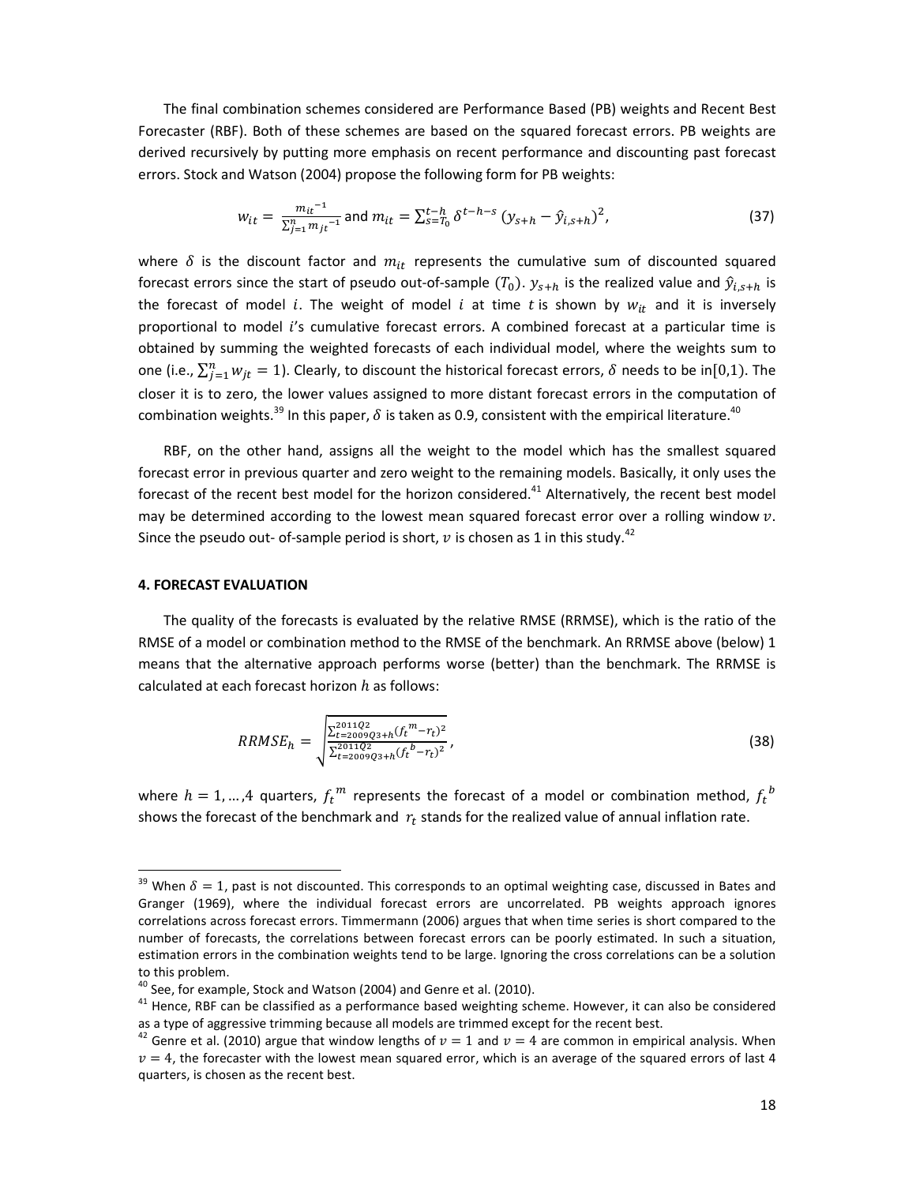The final combination schemes considered are Performance Based (PB) weights and Recent Best Forecaster (RBF). Both of these schemes are based on the squared forecast errors. PB weights are derived recursively by putting more emphasis on recent performance and discounting past forecast errors. Stock and Watson (2004) propose the following form for PB weights:

$$w_{it} = \frac{m_{it}^{-1}}{\sum_{j=1}^{n} m_{jt}^{-1}} \text{ and } m_{it} = \sum_{s=T_0}^{t-h} \delta^{t-h-s} \left(y_{s+h} - \hat{y}_{i,s+h}\right)^2, \tag{37}$$

where $\delta$ is the discount factor and $m_{it}$ represents the cumulative sum of discounted squared forecast errors since the start of pseudo out-of-sample ($T_0$). $y_{s+h}$ is the realized value and $\hat{y}_{i,s+h}$ is the forecast of model $i$. The weight of model $i$ at time $t$ is shown by $w_{it}$ and it is inversely proportional to model $i$'s cumulative forecast errors. A combined forecast at a particular time is obtained by summing the weighted forecasts of each individual model, where the weights sum to one (i.e., $\sum_{j=1}^{n} w_{jt} = 1$). Clearly, to discount the historical forecast errors, $\delta$ needs to be in$[0,1)$. The closer it is to zero, the lower values assigned to more distant forecast errors in the computation of combination weights.[39] In this paper, $\delta$ is taken as 0.9, consistent with the empirical literature.[40]

RBF, on the other hand, assigns all the weight to the model which has the smallest squared forecast error in previous quarter and zero weight to the remaining models. Basically, it only uses the forecast of the recent best model for the horizon considered.[41] Alternatively, the recent best model may be determined according to the lowest mean squared forecast error over a rolling window $v$. Since the pseudo out- of-sample period is short, $v$ is chosen as 1 in this study.[42]

#### 4. FORECAST EVALUATION

The quality of the forecasts is evaluated by the relative RMSE (RRMSE), which is the ratio of the RMSE of a model or combination method to the RMSE of the benchmark. An RRMSE above (below) 1 means that the alternative approach performs worse (better) than the benchmark. The RRMSE is calculated at each forecast horizon $h$ as follows:

$$RRMSE_h = \sqrt{\frac{\sum_{t=2009Q3+h}^{2011Q2} (f_t^{\,m} - r_t)^2}{\sum_{t=2009Q3+h}^{2011Q2} (f_t^{\,b} - r_t)^2}}, \tag{38}$$

where $h = 1, \ldots, 4$ quarters, $f_t^{\,m}$ represents the forecast of a model or combination method, $f_t^{\,b}$ shows the forecast of the benchmark and $r_t$ stands for the realized value of annual inflation rate.

---

[39] When $\delta = 1$, past is not discounted. This corresponds to an optimal weighting case, discussed in Bates and Granger (1969), where the individual forecast errors are uncorrelated. PB weights approach ignores correlations across forecast errors. Timmermann (2006) argues that when time series is short compared to the number of forecasts, the correlations between forecast errors can be poorly estimated. In such a situation, estimation errors in the combination weights tend to be large. Ignoring the cross correlations can be a solution to this problem.

[40] See, for example, Stock and Watson (2004) and Genre et al. (2010).

[41] Hence, RBF can be classified as a performance based weighting scheme. However, it can also be considered as a type of aggressive trimming because all models are trimmed except for the recent best.

[42] Genre et al. (2010) argue that window lengths of $v = 1$ and $v = 4$ are common in empirical analysis. When $v = 4$, the forecaster with the lowest mean squared error, which is an average of the squared errors of last 4 quarters, is chosen as the recent best.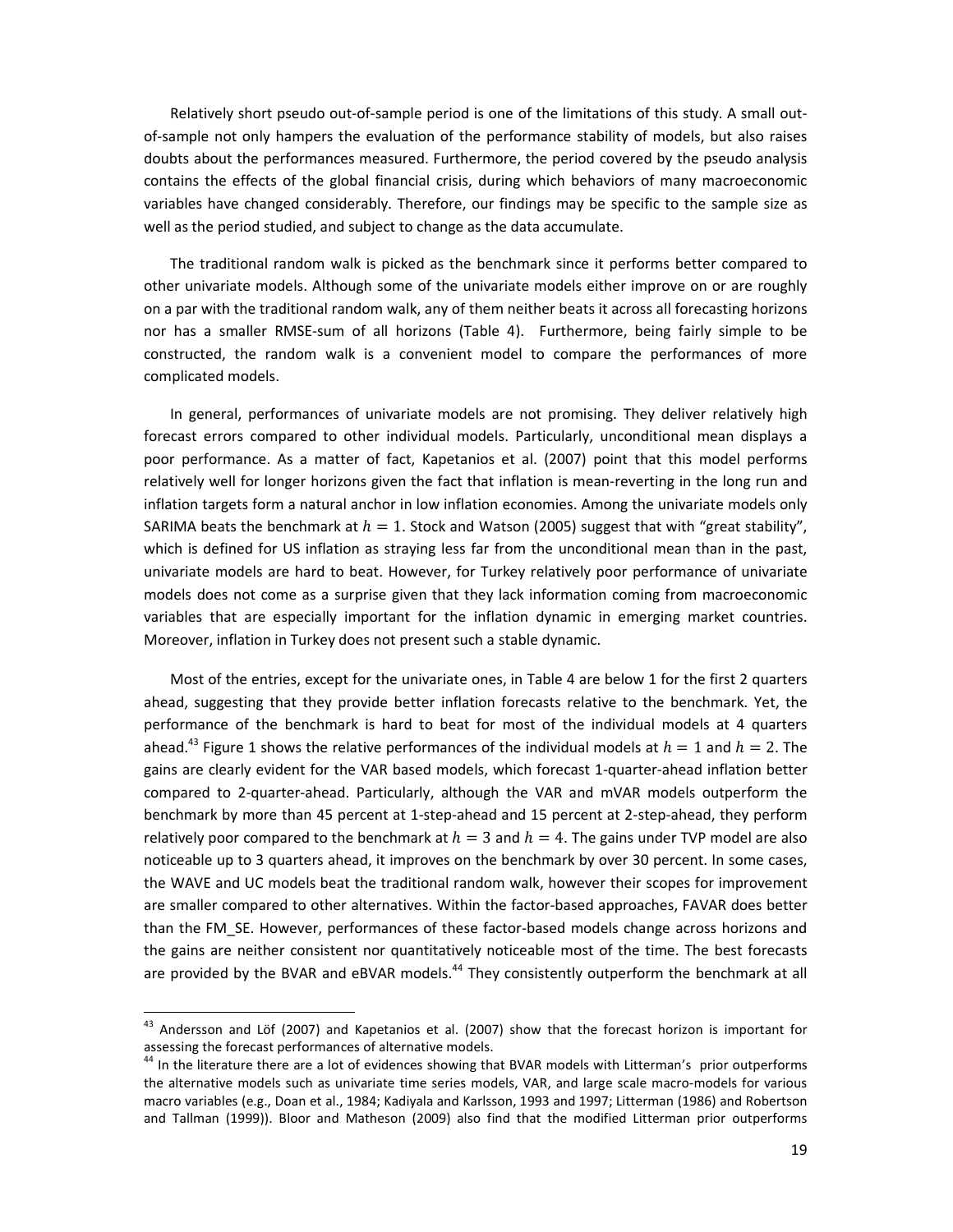Relatively short pseudo out-of-sample period is one of the limitations of this study. A small out-of-sample not only hampers the evaluation of the performance stability of models, but also raises doubts about the performances measured. Furthermore, the period covered by the pseudo analysis contains the effects of the global financial crisis, during which behaviors of many macroeconomic variables have changed considerably. Therefore, our findings may be specific to the sample size as well as the period studied, and subject to change as the data accumulate.

The traditional random walk is picked as the benchmark since it performs better compared to other univariate models. Although some of the univariate models either improve on or are roughly on a par with the traditional random walk, any of them neither beats it across all forecasting horizons nor has a smaller RMSE-sum of all horizons (Table 4). Furthermore, being fairly simple to be constructed, the random walk is a convenient model to compare the performances of more complicated models.

In general, performances of univariate models are not promising. They deliver relatively high forecast errors compared to other individual models. Particularly, unconditional mean displays a poor performance. As a matter of fact, Kapetanios et al. (2007) point that this model performs relatively well for longer horizons given the fact that inflation is mean-reverting in the long run and inflation targets form a natural anchor in low inflation economies. Among the univariate models only SARIMA beats the benchmark at $h = 1$. Stock and Watson (2005) suggest that with "great stability", which is defined for US inflation as straying less far from the unconditional mean than in the past, univariate models are hard to beat. However, for Turkey relatively poor performance of univariate models does not come as a surprise given that they lack information coming from macroeconomic variables that are especially important for the inflation dynamic in emerging market countries. Moreover, inflation in Turkey does not present such a stable dynamic.

Most of the entries, except for the univariate ones, in Table 4 are below 1 for the first 2 quarters ahead, suggesting that they provide better inflation forecasts relative to the benchmark. Yet, the performance of the benchmark is hard to beat for most of the individual models at 4 quarters ahead.[43] Figure 1 shows the relative performances of the individual models at $h = 1$ and $h = 2$. The gains are clearly evident for the VAR based models, which forecast 1-quarter-ahead inflation better compared to 2-quarter-ahead. Particularly, although the VAR and mVAR models outperform the benchmark by more than 45 percent at 1-step-ahead and 15 percent at 2-step-ahead, they perform relatively poor compared to the benchmark at $h = 3$ and $h = 4$. The gains under TVP model are also noticeable up to 3 quarters ahead, it improves on the benchmark by over 30 percent. In some cases, the WAVE and UC models beat the traditional random walk, however their scopes for improvement are smaller compared to other alternatives. Within the factor-based approaches, FAVAR does better than the FM_SE. However, performances of these factor-based models change across horizons and the gains are neither consistent nor quantitatively noticeable most of the time. The best forecasts are provided by the BVAR and eBVAR models.[44] They consistently outperform the benchmark at all

---

[43] Andersson and Löf (2007) and Kapetanios et al. (2007) show that the forecast horizon is important for assessing the forecast performances of alternative models.

[44] In the literature there are a lot of evidences showing that BVAR models with Litterman's prior outperforms the alternative models such as univariate time series models, VAR, and large scale macro-models for various macro variables (e.g., Doan et al., 1984; Kadiyala and Karlsson, 1993 and 1997; Litterman (1986) and Robertson and Tallman (1999)). Bloor and Matheson (2009) also find that the modified Litterman prior outperforms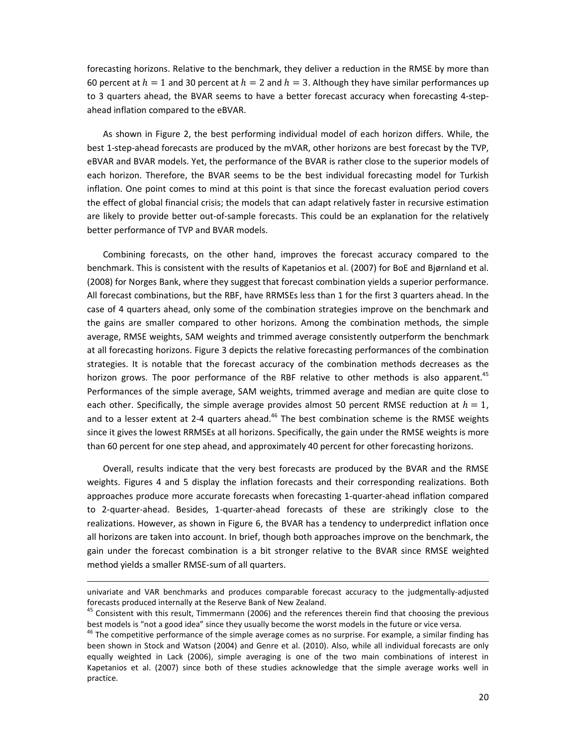forecasting horizons. Relative to the benchmark, they deliver a reduction in the RMSE by more than 60 percent at $h = 1$ and 30 percent at $h = 2$ and $h = 3$. Although they have similar performances up to 3 quarters ahead, the BVAR seems to have a better forecast accuracy when forecasting 4-step-ahead inflation compared to the eBVAR.

As shown in Figure 2, the best performing individual model of each horizon differs. While, the best 1-step-ahead forecasts are produced by the mVAR, other horizons are best forecast by the TVP, eBVAR and BVAR models. Yet, the performance of the BVAR is rather close to the superior models of each horizon. Therefore, the BVAR seems to be the best individual forecasting model for Turkish inflation. One point comes to mind at this point is that since the forecast evaluation period covers the effect of global financial crisis; the models that can adapt relatively faster in recursive estimation are likely to provide better out-of-sample forecasts. This could be an explanation for the relatively better performance of TVP and BVAR models.

Combining forecasts, on the other hand, improves the forecast accuracy compared to the benchmark. This is consistent with the results of Kapetanios et al. (2007) for BoE and Bjørnland et al. (2008) for Norges Bank, where they suggest that forecast combination yields a superior performance. All forecast combinations, but the RBF, have RRMSEs less than 1 for the first 3 quarters ahead. In the case of 4 quarters ahead, only some of the combination strategies improve on the benchmark and the gains are smaller compared to other horizons. Among the combination methods, the simple average, RMSE weights, SAM weights and trimmed average consistently outperform the benchmark at all forecasting horizons. Figure 3 depicts the relative forecasting performances of the combination strategies. It is notable that the forecast accuracy of the combination methods decreases as the horizon grows. The poor performance of the RBF relative to other methods is also apparent.[45] Performances of the simple average, SAM weights, trimmed average and median are quite close to each other. Specifically, the simple average provides almost 50 percent RMSE reduction at $h = 1$, and to a lesser extent at 2-4 quarters ahead.[46] The best combination scheme is the RMSE weights since it gives the lowest RRMSEs at all horizons. Specifically, the gain under the RMSE weights is more than 60 percent for one step ahead, and approximately 40 percent for other forecasting horizons.

Overall, results indicate that the very best forecasts are produced by the BVAR and the RMSE weights. Figures 4 and 5 display the inflation forecasts and their corresponding realizations. Both approaches produce more accurate forecasts when forecasting 1-quarter-ahead inflation compared to 2-quarter-ahead. Besides, 1-quarter-ahead forecasts of these are strikingly close to the realizations. However, as shown in Figure 6, the BVAR has a tendency to underpredict inflation once all horizons are taken into account. In brief, though both approaches improve on the benchmark, the gain under the forecast combination is a bit stronger relative to the BVAR since RMSE weighted method yields a smaller RMSE-sum of all quarters.

---

univariate and VAR benchmarks and produces comparable forecast accuracy to the judgmentally-adjusted forecasts produced internally at the Reserve Bank of New Zealand.

[45] Consistent with this result, Timmermann (2006) and the references therein find that choosing the previous best models is "not a good idea" since they usually become the worst models in the future or vice versa.

[46] The competitive performance of the simple average comes as no surprise. For example, a similar finding has been shown in Stock and Watson (2004) and Genre et al. (2010). Also, while all individual forecasts are only equally weighted in Lack (2006), simple averaging is one of the two main combinations of interest in Kapetanios et al. (2007) since both of these studies acknowledge that the simple average works well in practice.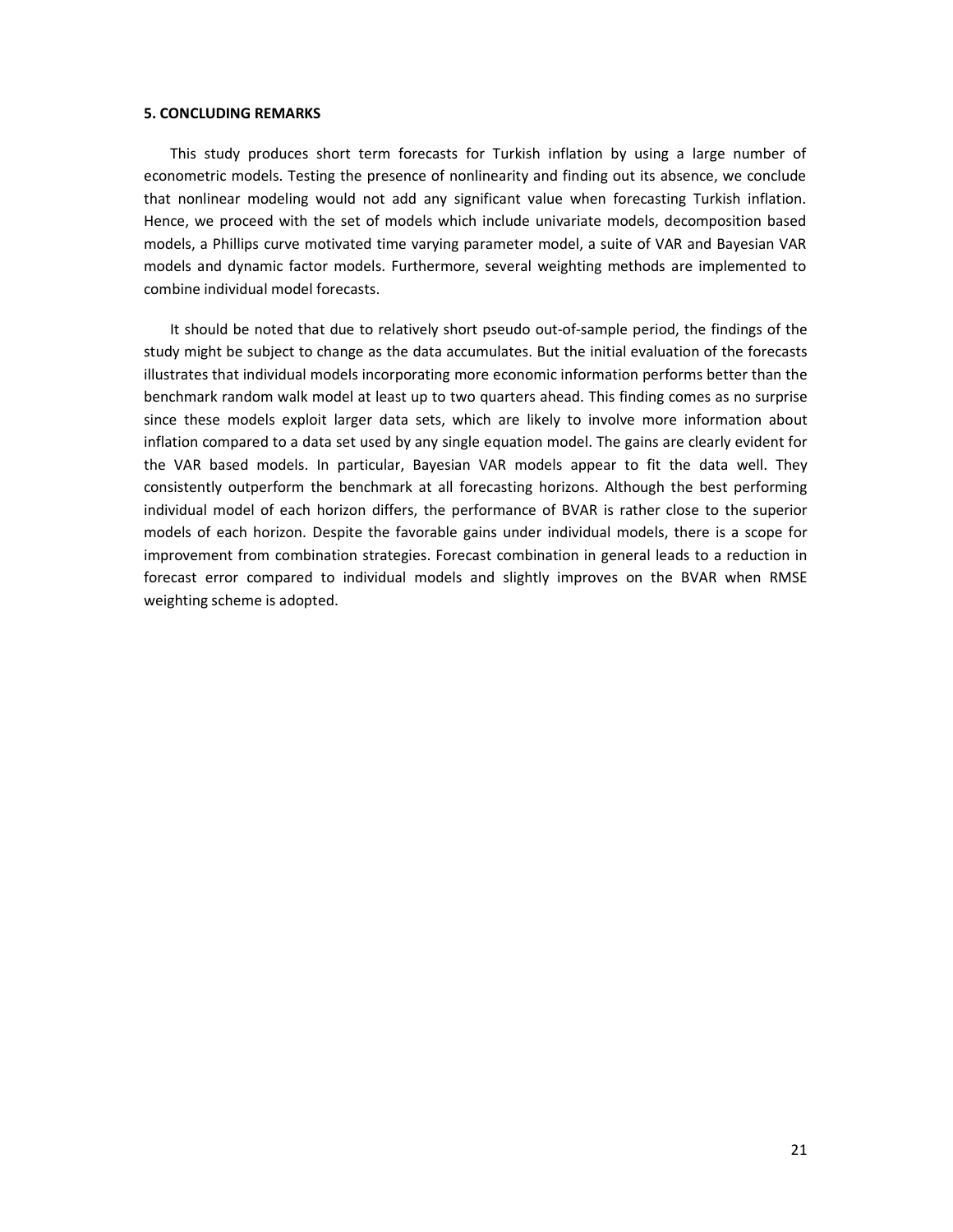## 5. CONCLUDING REMARKS

This study produces short term forecasts for Turkish inflation by using a large number of econometric models. Testing the presence of nonlinearity and finding out its absence, we conclude that nonlinear modeling would not add any significant value when forecasting Turkish inflation. Hence, we proceed with the set of models which include univariate models, decomposition based models, a Phillips curve motivated time varying parameter model, a suite of VAR and Bayesian VAR models and dynamic factor models. Furthermore, several weighting methods are implemented to combine individual model forecasts.

It should be noted that due to relatively short pseudo out-of-sample period, the findings of the study might be subject to change as the data accumulates. But the initial evaluation of the forecasts illustrates that individual models incorporating more economic information performs better than the benchmark random walk model at least up to two quarters ahead. This finding comes as no surprise since these models exploit larger data sets, which are likely to involve more information about inflation compared to a data set used by any single equation model. The gains are clearly evident for the VAR based models. In particular, Bayesian VAR models appear to fit the data well. They consistently outperform the benchmark at all forecasting horizons. Although the best performing individual model of each horizon differs, the performance of BVAR is rather close to the superior models of each horizon. Despite the favorable gains under individual models, there is a scope for improvement from combination strategies. Forecast combination in general leads to a reduction in forecast error compared to individual models and slightly improves on the BVAR when RMSE weighting scheme is adopted.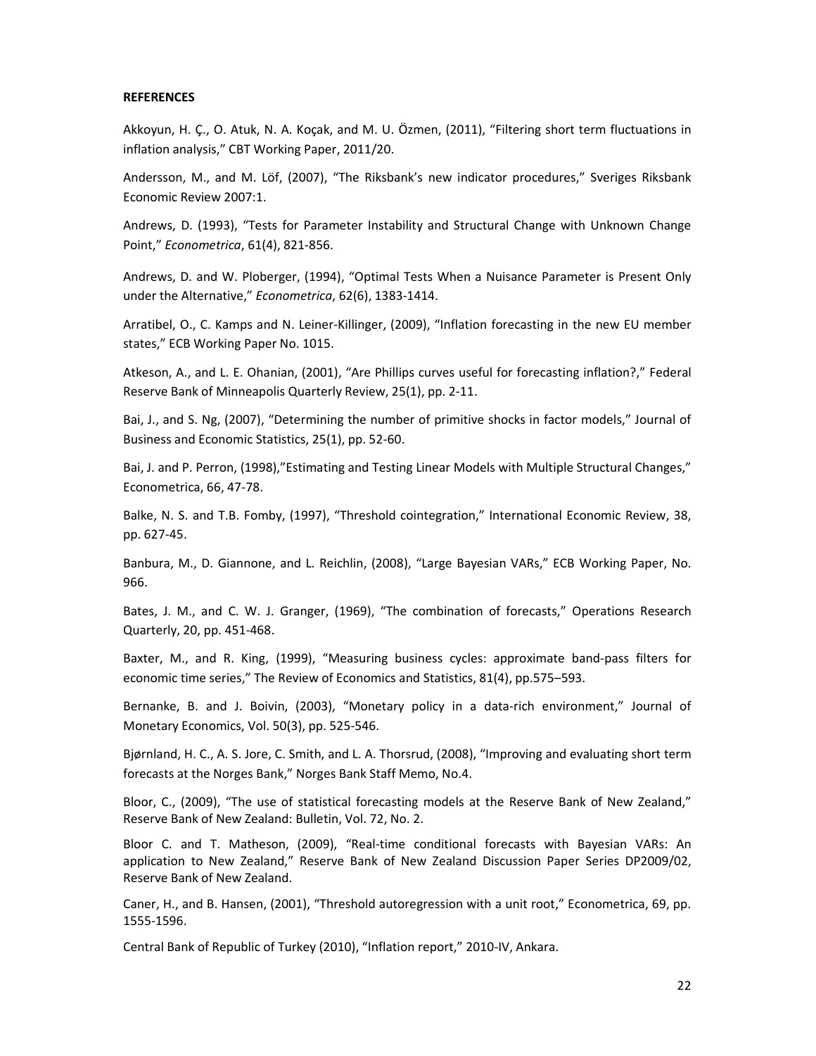**REFERENCES**

Akkoyun, H. Ç., O. Atuk, N. A. Koçak, and M. U. Özmen, (2011), “Filtering short term fluctuations in inflation analysis,” CBT Working Paper, 2011/20.

Andersson, M., and M. Löf, (2007), “The Riksbank’s new indicator procedures,” Sveriges Riksbank Economic Review 2007:1.

Andrews, D. (1993), “Tests for Parameter Instability and Structural Change with Unknown Change Point,” *Econometrica*, 61(4), 821-856.

Andrews, D. and W. Ploberger, (1994), “Optimal Tests When a Nuisance Parameter is Present Only under the Alternative,” *Econometrica*, 62(6), 1383-1414.

Arratibel, O., C. Kamps and N. Leiner-Killinger, (2009), “Inflation forecasting in the new EU member states,” ECB Working Paper No. 1015.

Atkeson, A., and L. E. Ohanian, (2001), “Are Phillips curves useful for forecasting inflation?,” Federal Reserve Bank of Minneapolis Quarterly Review, 25(1), pp. 2-11.

Bai, J., and S. Ng, (2007), “Determining the number of primitive shocks in factor models,” Journal of Business and Economic Statistics, 25(1), pp. 52-60.

Bai, J. and P. Perron, (1998),”Estimating and Testing Linear Models with Multiple Structural Changes,” Econometrica, 66, 47-78.

Balke, N. S. and T.B. Fomby, (1997), “Threshold cointegration,” International Economic Review, 38, pp. 627-45.

Banbura, M., D. Giannone, and L. Reichlin, (2008), “Large Bayesian VARs,” ECB Working Paper, No. 966.

Bates, J. M., and C. W. J. Granger, (1969), “The combination of forecasts,” Operations Research Quarterly, 20, pp. 451-468.

Baxter, M., and R. King, (1999), “Measuring business cycles: approximate band-pass filters for economic time series,” The Review of Economics and Statistics, 81(4), pp.575–593.

Bernanke, B. and J. Boivin, (2003), “Monetary policy in a data-rich environment,” Journal of Monetary Economics, Vol. 50(3), pp. 525-546.

Bjørnland, H. C., A. S. Jore, C. Smith, and L. A. Thorsrud, (2008), “Improving and evaluating short term forecasts at the Norges Bank,” Norges Bank Staff Memo, No.4.

Bloor, C., (2009), “The use of statistical forecasting models at the Reserve Bank of New Zealand,” Reserve Bank of New Zealand: Bulletin, Vol. 72, No. 2.

Bloor C. and T. Matheson, (2009), “Real-time conditional forecasts with Bayesian VARs: An application to New Zealand,” Reserve Bank of New Zealand Discussion Paper Series DP2009/02, Reserve Bank of New Zealand.

Caner, H., and B. Hansen, (2001), “Threshold autoregression with a unit root,” Econometrica, 69, pp. 1555-1596.

Central Bank of Republic of Turkey (2010), “Inflation report,” 2010-IV, Ankara.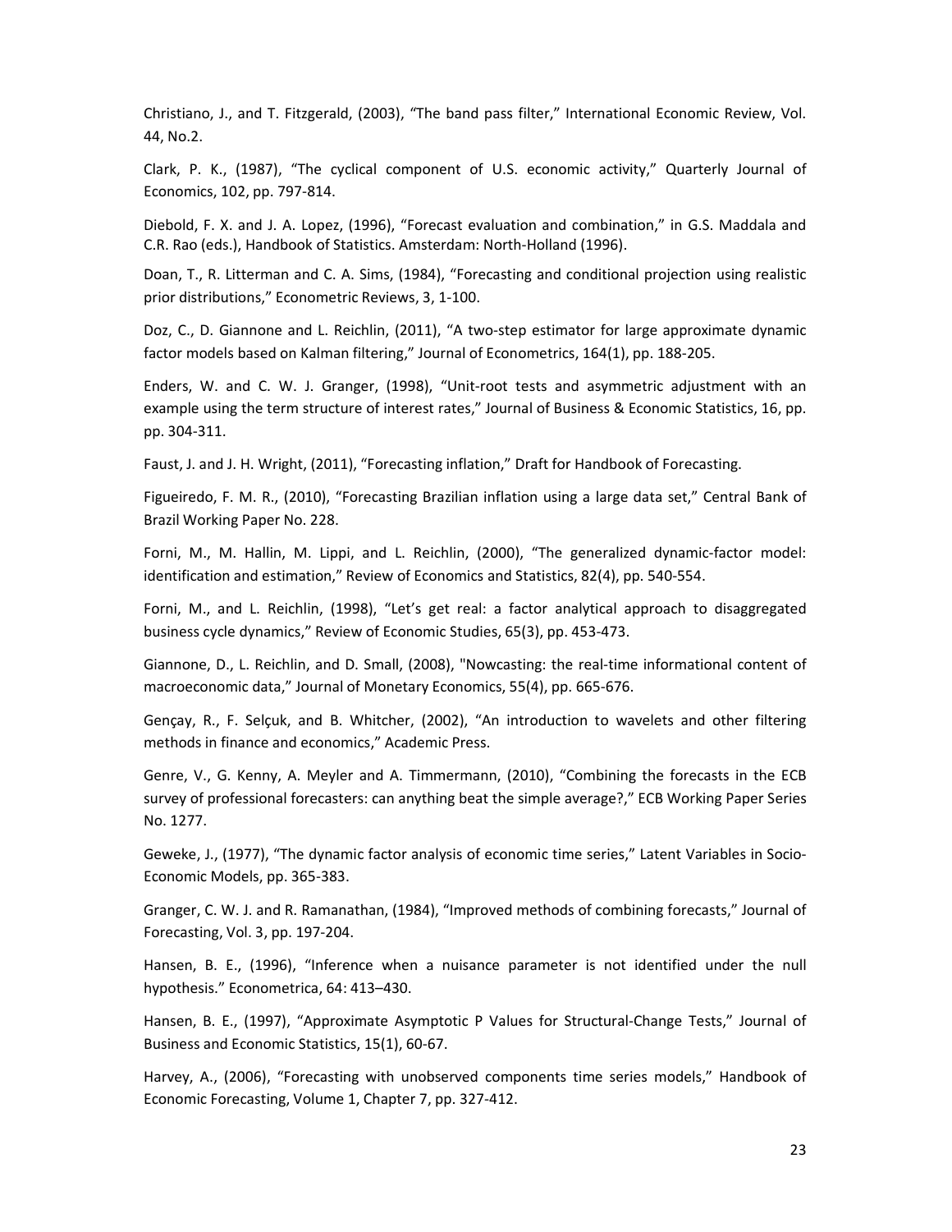Christiano, J., and T. Fitzgerald, (2003), “The band pass filter,” International Economic Review, Vol. 44, No.2.

Clark, P. K., (1987), “The cyclical component of U.S. economic activity,” Quarterly Journal of Economics, 102, pp. 797-814.

Diebold, F. X. and J. A. Lopez, (1996), “Forecast evaluation and combination,” in G.S. Maddala and C.R. Rao (eds.), Handbook of Statistics. Amsterdam: North-Holland (1996).

Doan, T., R. Litterman and C. A. Sims, (1984), “Forecasting and conditional projection using realistic prior distributions,” Econometric Reviews, 3, 1-100.

Doz, C., D. Giannone and L. Reichlin, (2011), “A two-step estimator for large approximate dynamic factor models based on Kalman filtering,” Journal of Econometrics, 164(1), pp. 188-205.

Enders, W. and C. W. J. Granger, (1998), “Unit-root tests and asymmetric adjustment with an example using the term structure of interest rates,” Journal of Business & Economic Statistics, 16, pp. pp. 304-311.

Faust, J. and J. H. Wright, (2011), “Forecasting inflation,” Draft for Handbook of Forecasting.

Figueiredo, F. M. R., (2010), “Forecasting Brazilian inflation using a large data set,” Central Bank of Brazil Working Paper No. 228.

Forni, M., M. Hallin, M. Lippi, and L. Reichlin, (2000), “The generalized dynamic-factor model: identification and estimation,” Review of Economics and Statistics, 82(4), pp. 540-554.

Forni, M., and L. Reichlin, (1998), “Let’s get real: a factor analytical approach to disaggregated business cycle dynamics,” Review of Economic Studies, 65(3), pp. 453-473.

Giannone, D., L. Reichlin, and D. Small, (2008), "Nowcasting: the real-time informational content of macroeconomic data,” Journal of Monetary Economics, 55(4), pp. 665-676.

Gençay, R., F. Selçuk, and B. Whitcher, (2002), “An introduction to wavelets and other filtering methods in finance and economics,” Academic Press.

Genre, V., G. Kenny, A. Meyler and A. Timmermann, (2010), “Combining the forecasts in the ECB survey of professional forecasters: can anything beat the simple average?,” ECB Working Paper Series No. 1277.

Geweke, J., (1977), “The dynamic factor analysis of economic time series,” Latent Variables in Socio-Economic Models, pp. 365-383.

Granger, C. W. J. and R. Ramanathan, (1984), “Improved methods of combining forecasts,” Journal of Forecasting, Vol. 3, pp. 197-204.

Hansen, B. E., (1996), “Inference when a nuisance parameter is not identified under the null hypothesis.” Econometrica, 64: 413–430.

Hansen, B. E., (1997), “Approximate Asymptotic P Values for Structural-Change Tests,” Journal of Business and Economic Statistics, 15(1), 60-67.

Harvey, A., (2006), “Forecasting with unobserved components time series models,” Handbook of Economic Forecasting, Volume 1, Chapter 7, pp. 327-412.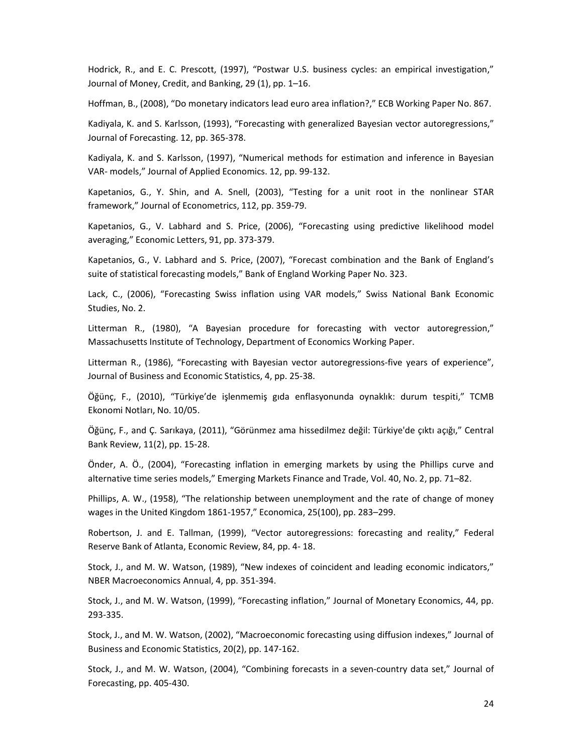Hodrick, R., and E. C. Prescott, (1997), "Postwar U.S. business cycles: an empirical investigation," Journal of Money, Credit, and Banking, 29 (1), pp. 1–16.

Hoffman, B., (2008), "Do monetary indicators lead euro area inflation?," ECB Working Paper No. 867.

Kadiyala, K. and S. Karlsson, (1993), "Forecasting with generalized Bayesian vector autoregressions," Journal of Forecasting. 12, pp. 365-378.

Kadiyala, K. and S. Karlsson, (1997), "Numerical methods for estimation and inference in Bayesian VAR- models," Journal of Applied Economics. 12, pp. 99-132.

Kapetanios, G., Y. Shin, and A. Snell, (2003), "Testing for a unit root in the nonlinear STAR framework," Journal of Econometrics, 112, pp. 359-79.

Kapetanios, G., V. Labhard and S. Price, (2006), "Forecasting using predictive likelihood model averaging," Economic Letters, 91, pp. 373-379.

Kapetanios, G., V. Labhard and S. Price, (2007), "Forecast combination and the Bank of England's suite of statistical forecasting models," Bank of England Working Paper No. 323.

Lack, C., (2006), "Forecasting Swiss inflation using VAR models," Swiss National Bank Economic Studies, No. 2.

Litterman R., (1980), "A Bayesian procedure for forecasting with vector autoregression," Massachusetts Institute of Technology, Department of Economics Working Paper.

Litterman R., (1986), "Forecasting with Bayesian vector autoregressions-five years of experience", Journal of Business and Economic Statistics, 4, pp. 25-38.

Öğünç, F., (2010), "Türkiye'de işlenmemiş gıda enflasyonunda oynaklık: durum tespiti," TCMB Ekonomi Notları, No. 10/05.

Öğünç, F., and Ç. Sarıkaya, (2011), "Görünmez ama hissedilmez değil: Türkiye'de çıktı açığı," Central Bank Review, 11(2), pp. 15-28.

Önder, A. Ö., (2004), "Forecasting inflation in emerging markets by using the Phillips curve and alternative time series models," Emerging Markets Finance and Trade, Vol. 40, No. 2, pp. 71–82.

Phillips, A. W., (1958), "The relationship between unemployment and the rate of change of money wages in the United Kingdom 1861-1957," Economica, 25(100), pp. 283–299.

Robertson, J. and E. Tallman, (1999), "Vector autoregressions: forecasting and reality," Federal Reserve Bank of Atlanta, Economic Review, 84, pp. 4- 18.

Stock, J., and M. W. Watson, (1989), "New indexes of coincident and leading economic indicators," NBER Macroeconomics Annual, 4, pp. 351-394.

Stock, J., and M. W. Watson, (1999), "Forecasting inflation," Journal of Monetary Economics, 44, pp. 293-335.

Stock, J., and M. W. Watson, (2002), "Macroeconomic forecasting using diffusion indexes," Journal of Business and Economic Statistics, 20(2), pp. 147-162.

Stock, J., and M. W. Watson, (2004), "Combining forecasts in a seven-country data set," Journal of Forecasting, pp. 405-430.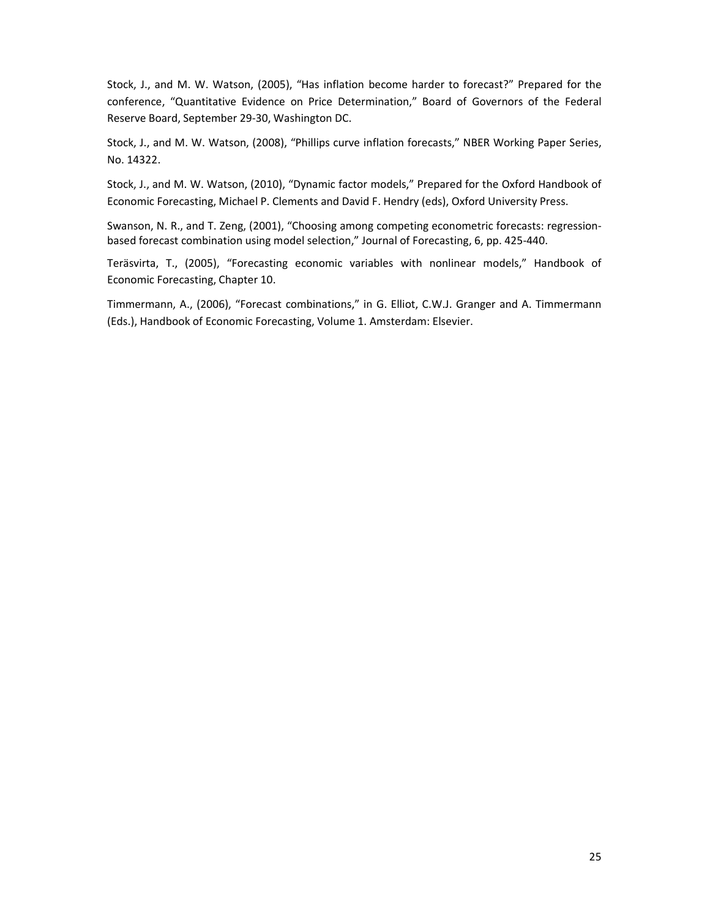Stock, J., and M. W. Watson, (2005), "Has inflation become harder to forecast?" Prepared for the conference, "Quantitative Evidence on Price Determination," Board of Governors of the Federal Reserve Board, September 29-30, Washington DC.

Stock, J., and M. W. Watson, (2008), "Phillips curve inflation forecasts," NBER Working Paper Series, No. 14322.

Stock, J., and M. W. Watson, (2010), "Dynamic factor models," Prepared for the Oxford Handbook of Economic Forecasting, Michael P. Clements and David F. Hendry (eds), Oxford University Press.

Swanson, N. R., and T. Zeng, (2001), "Choosing among competing econometric forecasts: regression-based forecast combination using model selection," Journal of Forecasting, 6, pp. 425-440.

Teräsvirta, T., (2005), "Forecasting economic variables with nonlinear models," Handbook of Economic Forecasting, Chapter 10.

Timmermann, A., (2006), "Forecast combinations," in G. Elliot, C.W.J. Granger and A. Timmermann (Eds.), Handbook of Economic Forecasting, Volume 1. Amsterdam: Elsevier.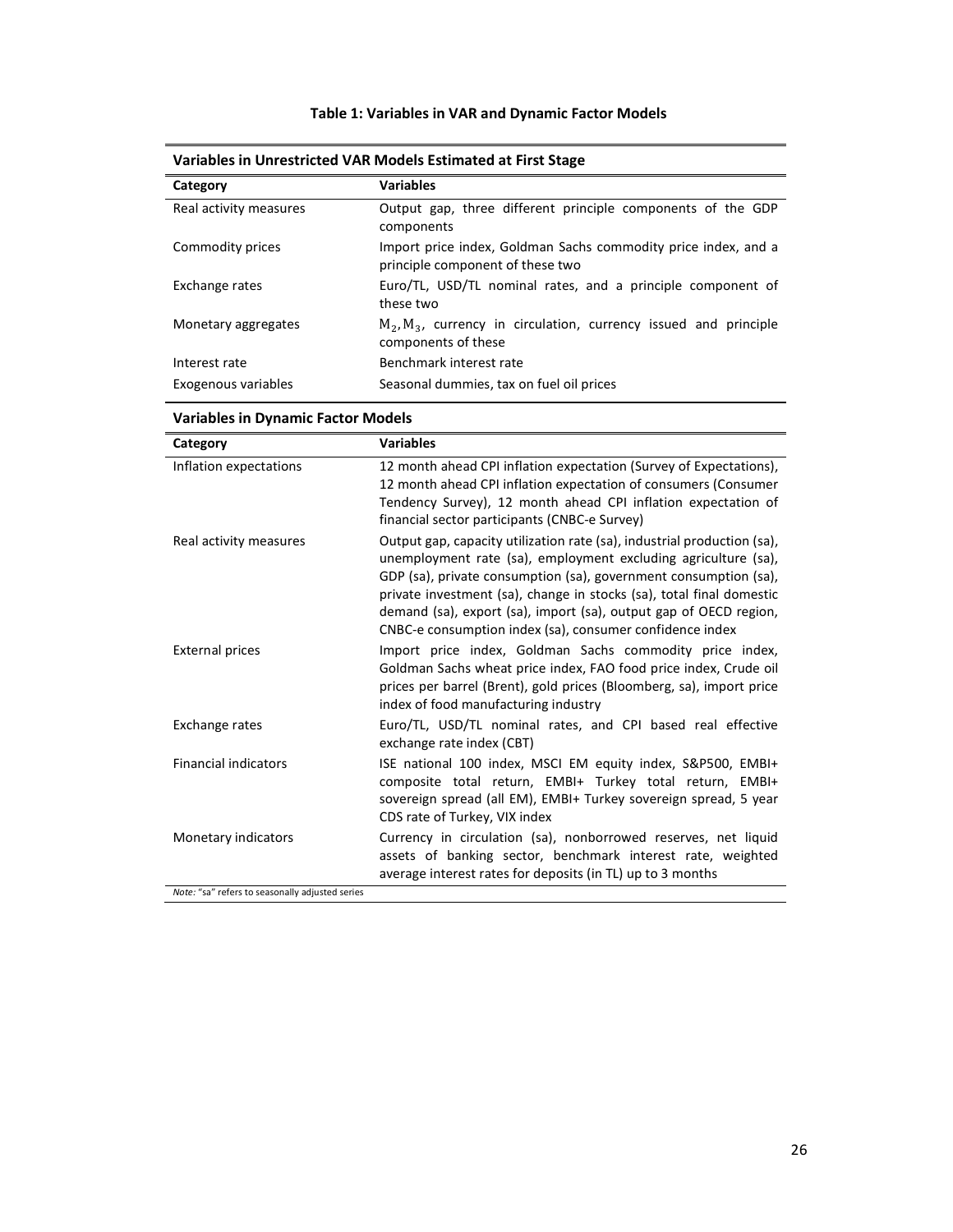**Table 1: Variables in VAR and Dynamic Factor Models**

**Variables in Unrestricted VAR Models Estimated at First Stage**

| Category | Variables |
|---|---|
| Real activity measures | Output gap, three different principle components of the GDP components |
| Commodity prices | Import price index, Goldman Sachs commodity price index, and a principle component of these two |
| Exchange rates | Euro/TL, USD/TL nominal rates, and a principle component of these two |
| Monetary aggregates | $M_2, M_3$, currency in circulation, currency issued and principle components of these |
| Interest rate | Benchmark interest rate |
| Exogenous variables | Seasonal dummies, tax on fuel oil prices |

**Variables in Dynamic Factor Models**

| Category | Variables |
|---|---|
| Inflation expectations | 12 month ahead CPI inflation expectation (Survey of Expectations), 12 month ahead CPI inflation expectation of consumers (Consumer Tendency Survey), 12 month ahead CPI inflation expectation of financial sector participants (CNBC-e Survey) |
| Real activity measures | Output gap, capacity utilization rate (sa), industrial production (sa), unemployment rate (sa), employment excluding agriculture (sa), GDP (sa), private consumption (sa), government consumption (sa), private investment (sa), change in stocks (sa), total final domestic demand (sa), export (sa), import (sa), output gap of OECD region, CNBC-e consumption index (sa), consumer confidence index |
| External prices | Import price index, Goldman Sachs commodity price index, Goldman Sachs wheat price index, FAO food price index, Crude oil prices per barrel (Brent), gold prices (Bloomberg, sa), import price index of food manufacturing industry |
| Exchange rates | Euro/TL, USD/TL nominal rates, and CPI based real effective exchange rate index (CBT) |
| Financial indicators | ISE national 100 index, MSCI EM equity index, S&P500, EMBI+ composite total return, EMBI+ Turkey total return, EMBI+ sovereign spread (all EM), EMBI+ Turkey sovereign spread, 5 year CDS rate of Turkey, VIX index |
| Monetary indicators | Currency in circulation (sa), nonborrowed reserves, net liquid assets of banking sector, benchmark interest rate, weighted average interest rates for deposits (in TL) up to 3 months |

*Note:* "sa" refers to seasonally adjusted series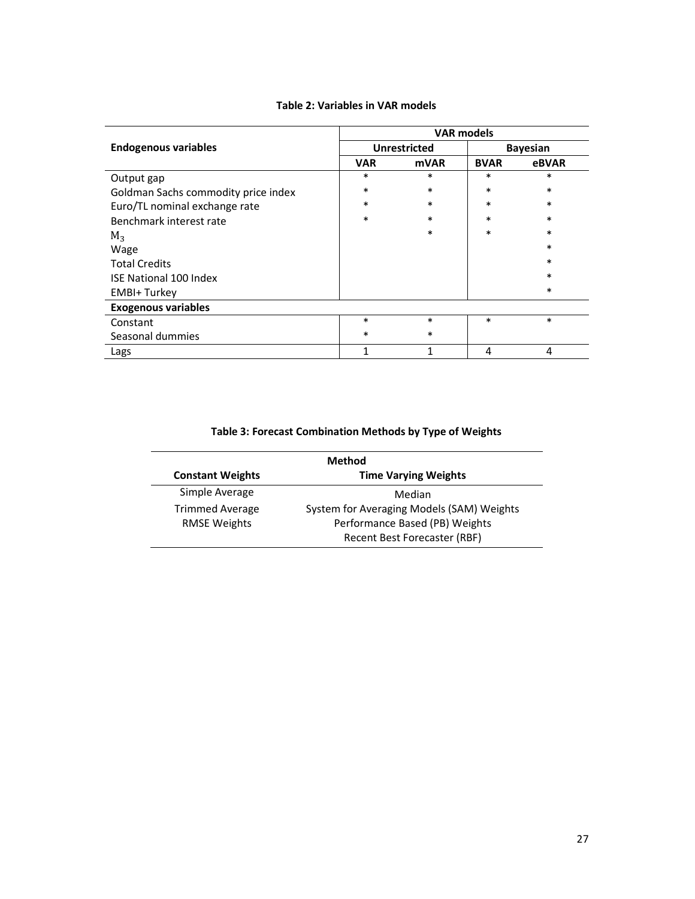**Table 2: Variables in VAR models**

| Endogenous variables | VAR models | | | |
|---|---|---|---|---|
| | Unrestricted | | Bayesian | |
| | **VAR** | **mVAR** | **BVAR** | **eBVAR** |
| Output gap | * | * | * | * |
| Goldman Sachs commodity price index | * | * | * | * |
| Euro/TL nominal exchange rate | * | * | * | * |
| Benchmark interest rate | * | * | * | * |
| $M_3$ | | * | * | * |
| Wage | | | | * |
| Total Credits | | | | * |
| ISE National 100 Index | | | | * |
| EMBI+ Turkey | | | | * |
| **Exogenous variables** | | | | |
| Constant | * | * | * | * |
| Seasonal dummies | * | * | | |
| Lags | 1 | 1 | 4 | 4 |

**Table 3: Forecast Combination Methods by Type of Weights**

| Method | |
|---|---|
| **Constant Weights** | **Time Varying Weights** |
| Simple Average | Median |
| Trimmed Average | System for Averaging Models (SAM) Weights |
| RMSE Weights | Performance Based (PB) Weights |
| | Recent Best Forecaster (RBF) |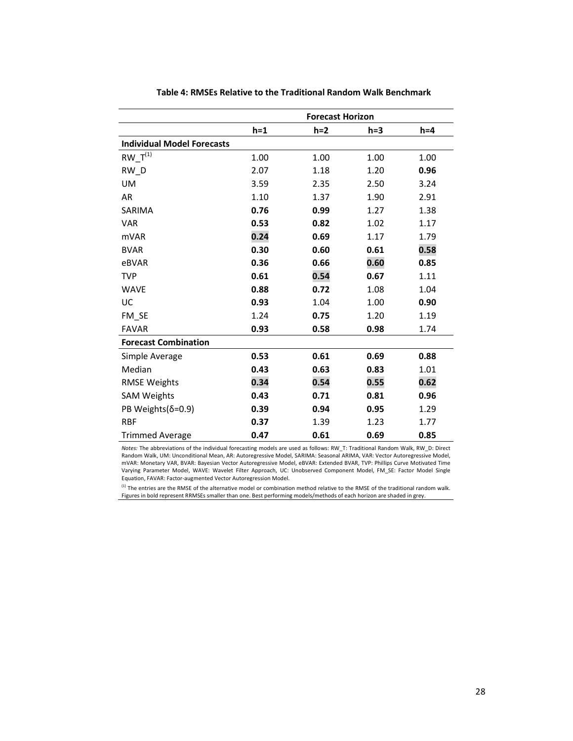**Table 4: RMSEs Relative to the Traditional Random Walk Benchmark**

| | Forecast Horizon | | | |
|---|---|---|---|---|
| | h=1 | h=2 | h=3 | h=4 |
| **Individual Model Forecasts** | | | | |
| RW_T[(1)] | 1.00 | 1.00 | 1.00 | 1.00 |
| RW_D | 2.07 | 1.18 | 1.20 | **0.96** |
| UM | 3.59 | 2.35 | 2.50 | 3.24 |
| AR | 1.10 | 1.37 | 1.90 | 2.91 |
| SARIMA | **0.76** | **0.99** | 1.27 | 1.38 |
| VAR | **0.53** | **0.82** | 1.02 | 1.17 |
| mVAR | **0.24** | **0.69** | 1.17 | 1.79 |
| BVAR | **0.30** | **0.60** | **0.61** | **0.58** |
| eBVAR | **0.36** | **0.66** | **0.60** | **0.85** |
| TVP | **0.61** | **0.54** | **0.67** | 1.11 |
| WAVE | **0.88** | **0.72** | 1.08 | 1.04 |
| UC | **0.93** | 1.04 | 1.00 | **0.90** |
| FM_SE | 1.24 | **0.75** | 1.20 | 1.19 |
| FAVAR | **0.93** | **0.58** | **0.98** | 1.74 |
| **Forecast Combination** | | | | |
| Simple Average | **0.53** | **0.61** | **0.69** | **0.88** |
| Median | **0.43** | **0.63** | **0.83** | 1.01 |
| RMSE Weights | **0.34** | **0.54** | **0.55** | **0.62** |
| SAM Weights | **0.43** | **0.71** | **0.81** | **0.96** |
| PB Weights(δ=0.9) | **0.39** | **0.94** | **0.95** | 1.29 |
| RBF | **0.37** | 1.39 | 1.23 | 1.77 |
| Trimmed Average | **0.47** | **0.61** | **0.69** | **0.85** |

*Notes:* The abbreviations of the individual forecasting models are used as follows: RW_T: Traditional Random Walk, RW_D: Direct Random Walk, UM: Unconditional Mean, AR: Autoregressive Model, SARIMA: Seasonal ARIMA, VAR: Vector Autoregressive Model, mVAR: Monetary VAR, BVAR: Bayesian Vector Autoregressive Model, eBVAR: Extended BVAR, TVP: Phillips Curve Motivated Time Varying Parameter Model, WAVE: Wavelet Filter Approach, UC: Unobserved Component Model, FM_SE: Factor Model Single Equation, FAVAR: Factor-augmented Vector Autoregression Model.

[(1)] The entries are the RMSE of the alternative model or combination method relative to the RMSE of the traditional random walk. Figures in bold represent RRMSEs smaller than one. Best performing models/methods of each horizon are shaded in grey.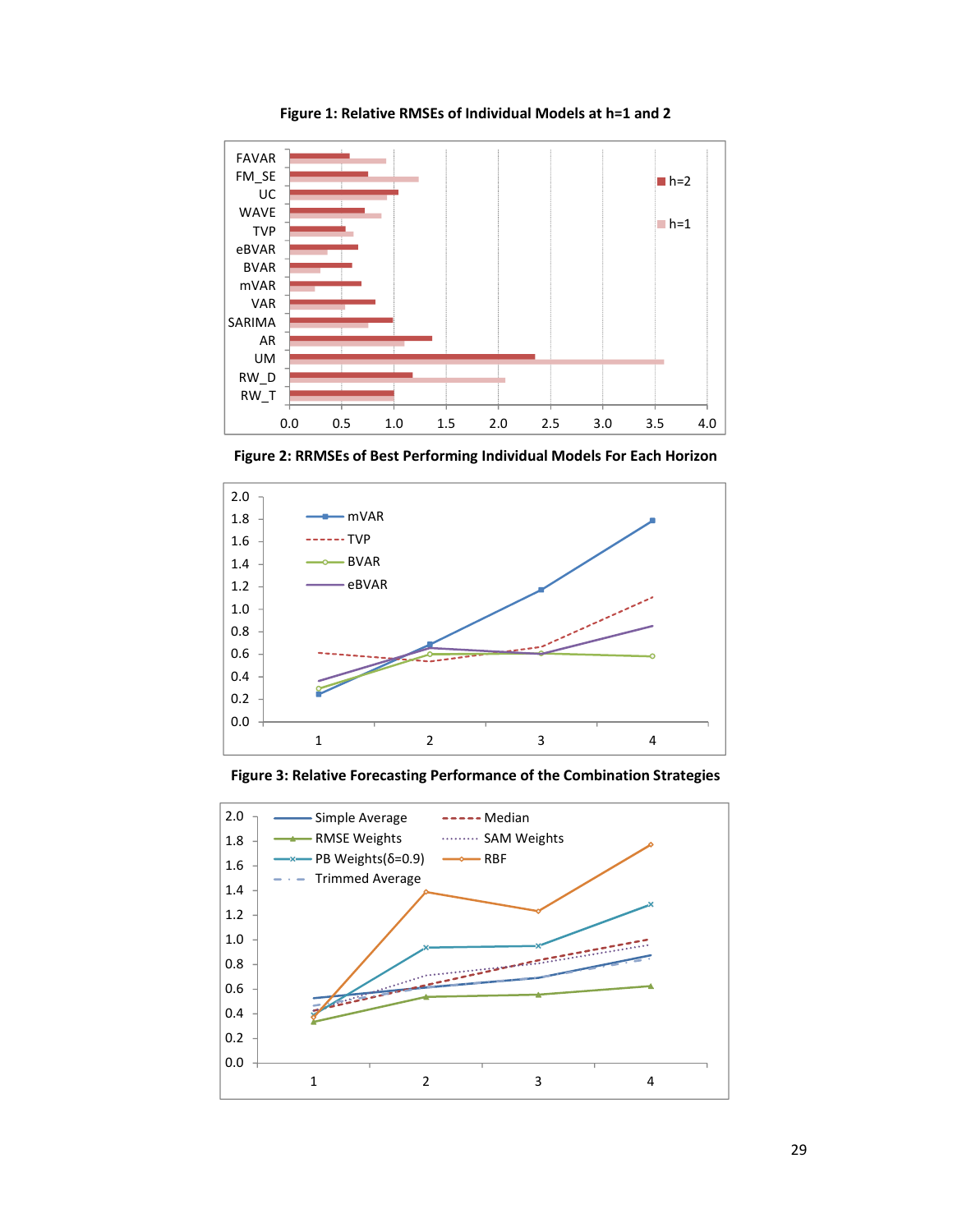**Figure 1: Relative RMSEs of Individual Models at h=1 and 2**

**Figure 2: RRMSEs of Best Performing Individual Models For Each Horizon**

**Figure 3: Relative Forecasting Performance of the Combination Strategies**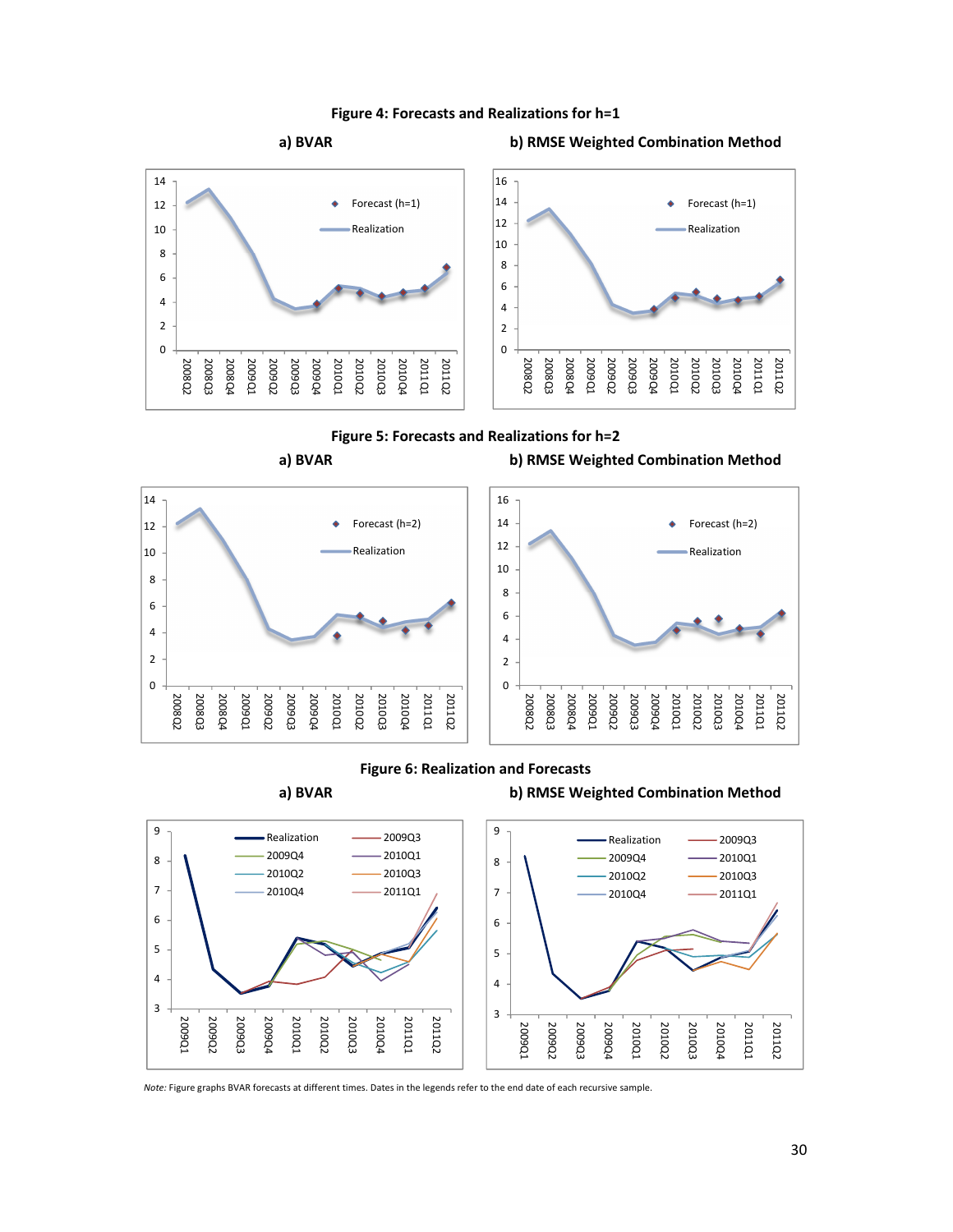**Figure 4: Forecasts and Realizations for h=1**

**a) BVAR** **b) RMSE Weighted Combination Method**

**Figure 5: Forecasts and Realizations for h=2**

**a) BVAR** **b) RMSE Weighted Combination Method**

**Figure 6: Realization and Forecasts**

**a) BVAR** **b) RMSE Weighted Combination Method**

*Note:* Figure graphs BVAR forecasts at different times. Dates in the legends refer to the end date of each recursive sample.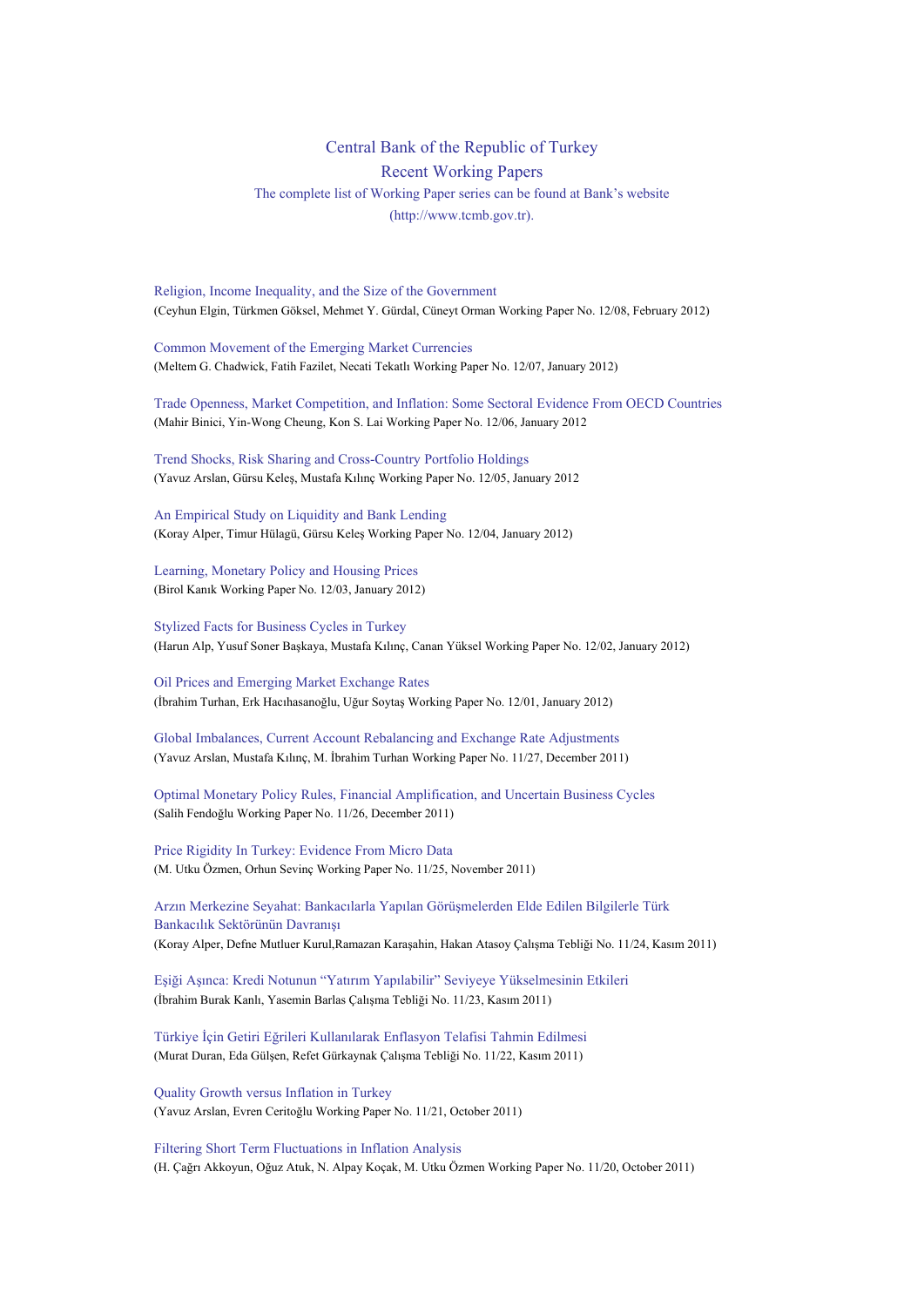# Central Bank of the Republic of Turkey
## Recent Working Papers

The complete list of Working Paper series can be found at Bank's website (http://www.tcmb.gov.tr).

Religion, Income Inequality, and the Size of the Government
(Ceyhun Elgin, Türkmen Göksel, Mehmet Y. Gürdal, Cüneyt Orman Working Paper No. 12/08, February 2012)

Common Movement of the Emerging Market Currencies
(Meltem G. Chadwick, Fatih Fazilet, Necati Tekatlı Working Paper No. 12/07, January 2012)

Trade Openness, Market Competition, and Inflation: Some Sectoral Evidence From OECD Countries
(Mahir Binici, Yin-Wong Cheung, Kon S. Lai Working Paper No. 12/06, January 2012

Trend Shocks, Risk Sharing and Cross-Country Portfolio Holdings
(Yavuz Arslan, Gürsu Keleş, Mustafa Kılınç Working Paper No. 12/05, January 2012

An Empirical Study on Liquidity and Bank Lending
(Koray Alper, Timur Hülagü, Gürsu Keleş Working Paper No. 12/04, January 2012)

Learning, Monetary Policy and Housing Prices
(Birol Kanık Working Paper No. 12/03, January 2012)

Stylized Facts for Business Cycles in Turkey
(Harun Alp, Yusuf Soner Başkaya, Mustafa Kılınç, Canan Yüksel Working Paper No. 12/02, January 2012)

Oil Prices and Emerging Market Exchange Rates
(İbrahim Turhan, Erk Hacıhasanoğlu, Uğur Soytaş Working Paper No. 12/01, January 2012)

Global Imbalances, Current Account Rebalancing and Exchange Rate Adjustments
(Yavuz Arslan, Mustafa Kılınç, M. İbrahim Turhan Working Paper No. 11/27, December 2011)

Optimal Monetary Policy Rules, Financial Amplification, and Uncertain Business Cycles
(Salih Fendoğlu Working Paper No. 11/26, December 2011)

Price Rigidity In Turkey: Evidence From Micro Data
(M. Utku Özmen, Orhun Sevinç Working Paper No. 11/25, November 2011)

Arzın Merkezine Seyahat: Bankacılarla Yapılan Görüşmelerden Elde Edilen Bilgilerle Türk Bankacılık Sektörünün Davranışı
(Koray Alper, Defne Mutluer Kurul,Ramazan Karaşahin, Hakan Atasoy Çalışma Tebliği No. 11/24, Kasım 2011)

Eşiği Aşınca: Kredi Notunun "Yatırım Yapılabilir" Seviyeye Yükselmesinin Etkileri
(İbrahim Burak Kanlı, Yasemin Barlas Çalışma Tebliği No. 11/23, Kasım 2011)

Türkiye İçin Getiri Eğrileri Kullanılarak Enflasyon Telafisi Tahmin Edilmesi
(Murat Duran, Eda Gülşen, Refet Gürkaynak Çalışma Tebliği No. 11/22, Kasım 2011)

Quality Growth versus Inflation in Turkey
(Yavuz Arslan, Evren Ceritoğlu Working Paper No. 11/21, October 2011)

Filtering Short Term Fluctuations in Inflation Analysis
(H. Çağrı Akkoyun, Oğuz Atuk, N. Alpay Koçak, M. Utku Özmen Working Paper No. 11/20, October 2011)